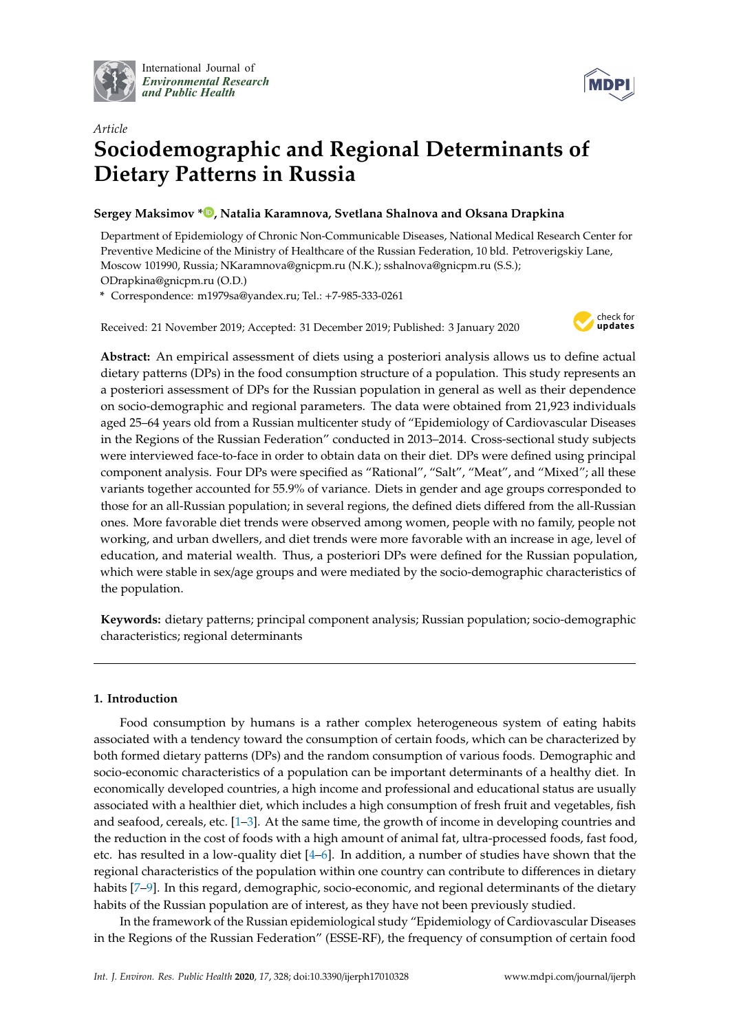International Journal of *Environmental Research and Public Health*

*Article*

# Sociodemographic and Regional Determinants of Dietary Patterns in Russia

**Sergey Maksimov \*, Natalia Karamnova, Svetlana Shalnova and Oksana Drapkina**

Department of Epidemiology of Chronic Non-Communicable Diseases, National Medical Research Center for Preventive Medicine of the Ministry of Healthcare of the Russian Federation, 10 bld. Petroverigskiy Lane, Moscow 101990, Russia; NKaramnova@gnicpm.ru (N.K.); sshalnova@gnicpm.ru (S.S.); ODrapkina@gnicpm.ru (O.D.)

\* Correspondence: m1979sa@yandex.ru; Tel.: +7-985-333-0261

Received: 21 November 2019; Accepted: 31 December 2019; Published: 3 January 2020

**Abstract:** An empirical assessment of diets using a posteriori analysis allows us to define actual dietary patterns (DPs) in the food consumption structure of a population. This study represents an a posteriori assessment of DPs for the Russian population in general as well as their dependence on socio-demographic and regional parameters. The data were obtained from 21,923 individuals aged 25–64 years old from a Russian multicenter study of "Epidemiology of Cardiovascular Diseases in the Regions of the Russian Federation" conducted in 2013–2014. Cross-sectional study subjects were interviewed face-to-face in order to obtain data on their diet. DPs were defined using principal component analysis. Four DPs were specified as "Rational", "Salt", "Meat", and "Mixed"; all these variants together accounted for 55.9% of variance. Diets in gender and age groups corresponded to those for an all-Russian population; in several regions, the defined diets differed from the all-Russian ones. More favorable diet trends were observed among women, people with no family, people not working, and urban dwellers, and diet trends were more favorable with an increase in age, level of education, and material wealth. Thus, a posteriori DPs were defined for the Russian population, which were stable in sex/age groups and were mediated by the socio-demographic characteristics of the population.

**Keywords:** dietary patterns; principal component analysis; Russian population; socio-demographic characteristics; regional determinants

## 1. Introduction

Food consumption by humans is a rather complex heterogeneous system of eating habits associated with a tendency toward the consumption of certain foods, which can be characterized by both formed dietary patterns (DPs) and the random consumption of various foods. Demographic and socio-economic characteristics of a population can be important determinants of a healthy diet. In economically developed countries, a high income and professional and educational status are usually associated with a healthier diet, which includes a high consumption of fresh fruit and vegetables, fish and seafood, cereals, etc. [1–3]. At the same time, the growth of income in developing countries and the reduction in the cost of foods with a high amount of animal fat, ultra-processed foods, fast food, etc. has resulted in a low-quality diet [4–6]. In addition, a number of studies have shown that the regional characteristics of the population within one country can contribute to differences in dietary habits [7–9]. In this regard, demographic, socio-economic, and regional determinants of the dietary habits of the Russian population are of interest, as they have not been previously studied.

In the framework of the Russian epidemiological study "Epidemiology of Cardiovascular Diseases in the Regions of the Russian Federation" (ESSE-RF), the frequency of consumption of certain food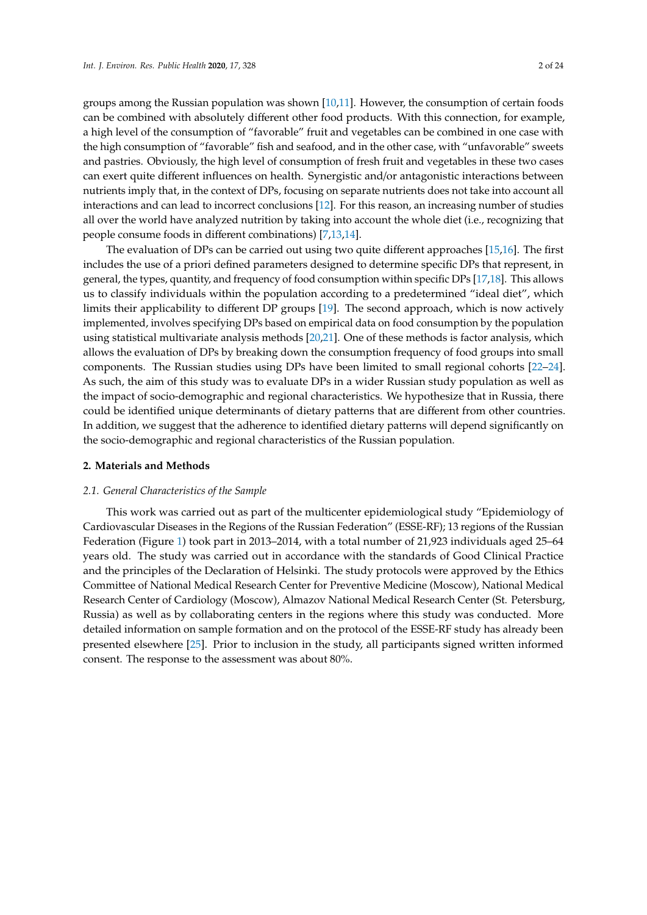groups among the Russian population was shown [10,11]. However, the consumption of certain foods can be combined with absolutely different other food products. With this connection, for example, a high level of the consumption of "favorable" fruit and vegetables can be combined in one case with the high consumption of "favorable" fish and seafood, and in the other case, with "unfavorable" sweets and pastries. Obviously, the high level of consumption of fresh fruit and vegetables in these two cases can exert quite different influences on health. Synergistic and/or antagonistic interactions between nutrients imply that, in the context of DPs, focusing on separate nutrients does not take into account all interactions and can lead to incorrect conclusions [12]. For this reason, an increasing number of studies all over the world have analyzed nutrition by taking into account the whole diet (i.e., recognizing that people consume foods in different combinations) [7,13,14].

The evaluation of DPs can be carried out using two quite different approaches [15,16]. The first includes the use of a priori defined parameters designed to determine specific DPs that represent, in general, the types, quantity, and frequency of food consumption within specific DPs [17,18]. This allows us to classify individuals within the population according to a predetermined "ideal diet", which limits their applicability to different DP groups [19]. The second approach, which is now actively implemented, involves specifying DPs based on empirical data on food consumption by the population using statistical multivariate analysis methods [20,21]. One of these methods is factor analysis, which allows the evaluation of DPs by breaking down the consumption frequency of food groups into small components. The Russian studies using DPs have been limited to small regional cohorts [22–24]. As such, the aim of this study was to evaluate DPs in a wider Russian study population as well as the impact of socio-demographic and regional characteristics. We hypothesize that in Russia, there could be identified unique determinants of dietary patterns that are different from other countries. In addition, we suggest that the adherence to identified dietary patterns will depend significantly on the socio-demographic and regional characteristics of the Russian population.

## 2. Materials and Methods

### *2.1. General Characteristics of the Sample*

This work was carried out as part of the multicenter epidemiological study "Epidemiology of Cardiovascular Diseases in the Regions of the Russian Federation" (ESSE-RF); 13 regions of the Russian Federation (Figure 1) took part in 2013–2014, with a total number of 21,923 individuals aged 25–64 years old. The study was carried out in accordance with the standards of Good Clinical Practice and the principles of the Declaration of Helsinki. The study protocols were approved by the Ethics Committee of National Medical Research Center for Preventive Medicine (Moscow), National Medical Research Center of Cardiology (Moscow), Almazov National Medical Research Center (St. Petersburg, Russia) as well as by collaborating centers in the regions where this study was conducted. More detailed information on sample formation and on the protocol of the ESSE-RF study has already been presented elsewhere [25]. Prior to inclusion in the study, all participants signed written informed consent. The response to the assessment was about 80%.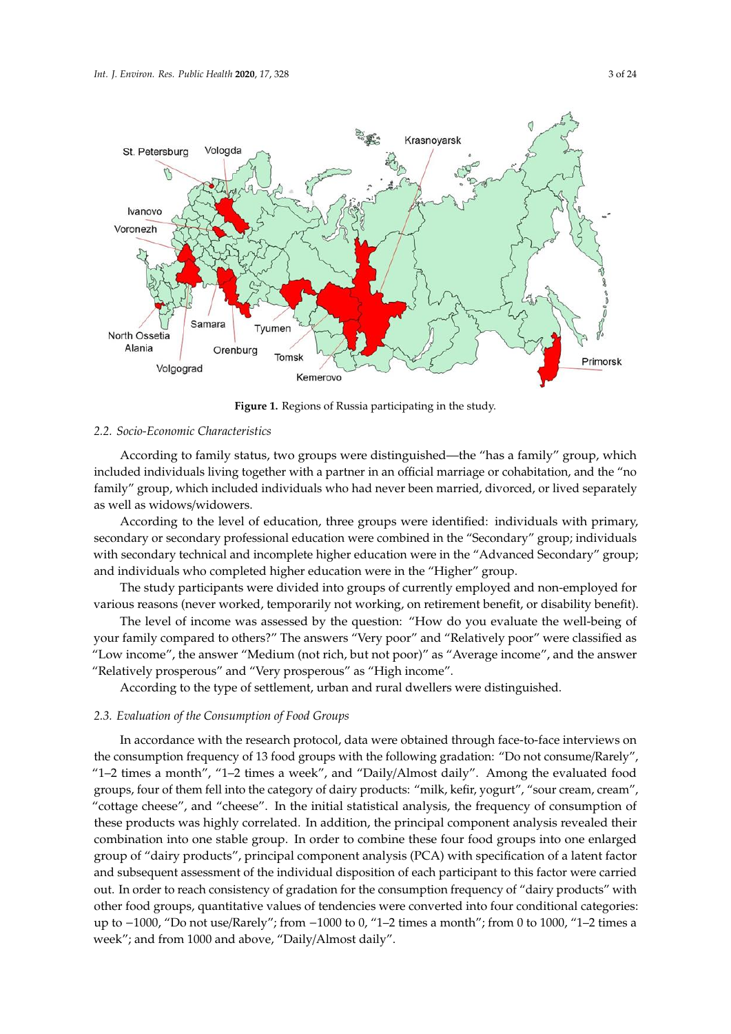Figure 1. Regions of Russia participating in the study.

### 2.2. Socio-Economic Characteristics

According to family status, two groups were distinguished—the "has a family" group, which included individuals living together with a partner in an official marriage or cohabitation, and the "no family" group, which included individuals who had never been married, divorced, or lived separately as well as widows/widowers.

According to the level of education, three groups were identified: individuals with primary, secondary or secondary professional education were combined in the "Secondary" group; individuals with secondary technical and incomplete higher education were in the "Advanced Secondary" group; and individuals who completed higher education were in the "Higher" group.

The study participants were divided into groups of currently employed and non-employed for various reasons (never worked, temporarily not working, on retirement benefit, or disability benefit).

The level of income was assessed by the question: "How do you evaluate the well-being of your family compared to others?" The answers "Very poor" and "Relatively poor" were classified as "Low income", the answer "Medium (not rich, but not poor)" as "Average income", and the answer "Relatively prosperous" and "Very prosperous" as "High income".

According to the type of settlement, urban and rural dwellers were distinguished.

### 2.3. Evaluation of the Consumption of Food Groups

In accordance with the research protocol, data were obtained through face-to-face interviews on the consumption frequency of 13 food groups with the following gradation: "Do not consume/Rarely", "1–2 times a month", "1–2 times a week", and "Daily/Almost daily". Among the evaluated food groups, four of them fell into the category of dairy products: "milk, kefir, yogurt", "sour cream, cream", "cottage cheese", and "cheese". In the initial statistical analysis, the frequency of consumption of these products was highly correlated. In addition, the principal component analysis revealed their combination into one stable group. In order to combine these four food groups into one enlarged group of "dairy products", principal component analysis (PCA) with specification of a latent factor and subsequent assessment of the individual disposition of each participant to this factor were carried out. In order to reach consistency of gradation for the consumption frequency of "dairy products" with other food groups, quantitative values of tendencies were converted into four conditional categories: up to −1000, "Do not use/Rarely"; from −1000 to 0, "1–2 times a month"; from 0 to 1000, "1–2 times a week"; and from 1000 and above, "Daily/Almost daily".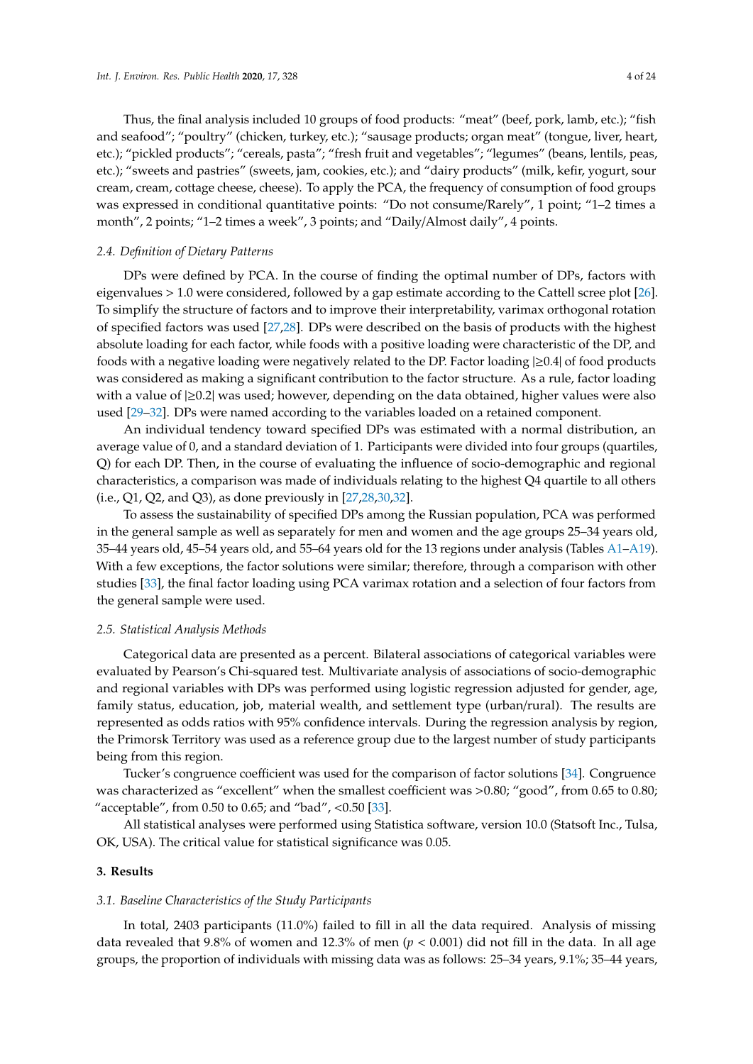Thus, the final analysis included 10 groups of food products: "meat" (beef, pork, lamb, etc.); "fish and seafood"; "poultry" (chicken, turkey, etc.); "sausage products; organ meat" (tongue, liver, heart, etc.); "pickled products"; "cereals, pasta"; "fresh fruit and vegetables"; "legumes" (beans, lentils, peas, etc.); "sweets and pastries" (sweets, jam, cookies, etc.); and "dairy products" (milk, kefir, yogurt, sour cream, cream, cottage cheese, cheese). To apply the PCA, the frequency of consumption of food groups was expressed in conditional quantitative points: "Do not consume/Rarely", 1 point; "1–2 times a month", 2 points; "1–2 times a week", 3 points; and "Daily/Almost daily", 4 points.

### *2.4. Definition of Dietary Patterns*

DPs were defined by PCA. In the course of finding the optimal number of DPs, factors with eigenvalues > 1.0 were considered, followed by a gap estimate according to the Cattell scree plot [26]. To simplify the structure of factors and to improve their interpretability, varimax orthogonal rotation of specified factors was used [27,28]. DPs were described on the basis of products with the highest absolute loading for each factor, while foods with a positive loading were characteristic of the DP, and foods with a negative loading were negatively related to the DP. Factor loading |≥0.4| of food products was considered as making a significant contribution to the factor structure. As a rule, factor loading with a value of |≥0.2| was used; however, depending on the data obtained, higher values were also used [29–32]. DPs were named according to the variables loaded on a retained component.

An individual tendency toward specified DPs was estimated with a normal distribution, an average value of 0, and a standard deviation of 1. Participants were divided into four groups (quartiles, Q) for each DP. Then, in the course of evaluating the influence of socio-demographic and regional characteristics, a comparison was made of individuals relating to the highest Q4 quartile to all others (i.e., Q1, Q2, and Q3), as done previously in [27,28,30,32].

To assess the sustainability of specified DPs among the Russian population, PCA was performed in the general sample as well as separately for men and women and the age groups 25–34 years old, 35–44 years old, 45–54 years old, and 55–64 years old for the 13 regions under analysis (Tables A1–A19). With a few exceptions, the factor solutions were similar; therefore, through a comparison with other studies [33], the final factor loading using PCA varimax rotation and a selection of four factors from the general sample were used.

### *2.5. Statistical Analysis Methods*

Categorical data are presented as a percent. Bilateral associations of categorical variables were evaluated by Pearson's Chi-squared test. Multivariate analysis of associations of socio-demographic and regional variables with DPs was performed using logistic regression adjusted for gender, age, family status, education, job, material wealth, and settlement type (urban/rural). The results are represented as odds ratios with 95% confidence intervals. During the regression analysis by region, the Primorsk Territory was used as a reference group due to the largest number of study participants being from this region.

Tucker's congruence coefficient was used for the comparison of factor solutions [34]. Congruence was characterized as "excellent" when the smallest coefficient was >0.80; "good", from 0.65 to 0.80; "acceptable", from 0.50 to 0.65; and "bad", <0.50 [33].

All statistical analyses were performed using Statistica software, version 10.0 (Statsoft Inc., Tulsa, OK, USA). The critical value for statistical significance was 0.05.

## 3. Results

### *3.1. Baseline Characteristics of the Study Participants*

In total, 2403 participants (11.0%) failed to fill in all the data required. Analysis of missing data revealed that 9.8% of women and 12.3% of men ($p < 0.001$) did not fill in the data. In all age groups, the proportion of individuals with missing data was as follows: 25–34 years, 9.1%; 35–44 years,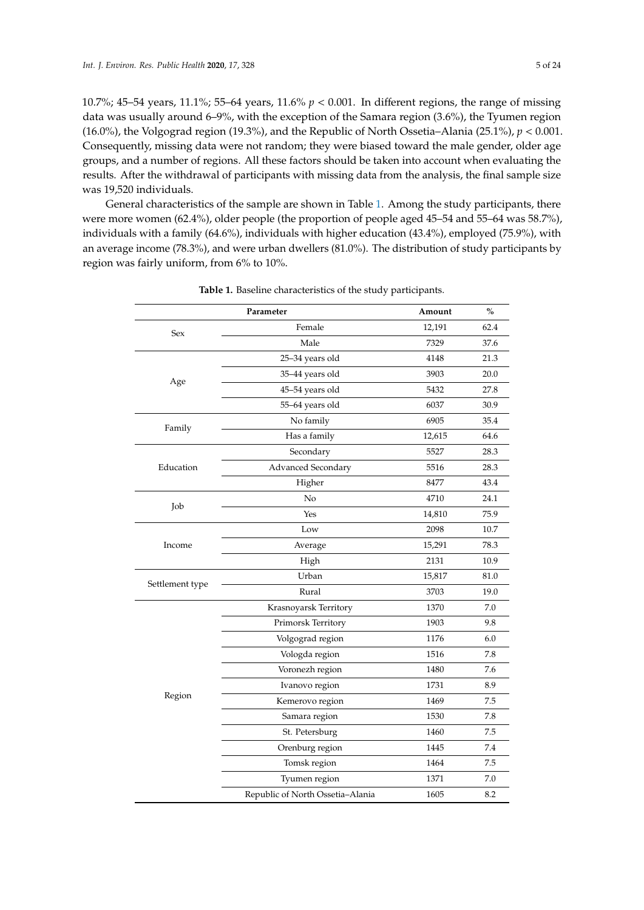10.7%; 45–54 years, 11.1%; 55–64 years, 11.6% $p < 0.001$. In different regions, the range of missing data was usually around 6–9%, with the exception of the Samara region (3.6%), the Tyumen region (16.0%), the Volgograd region (19.3%), and the Republic of North Ossetia–Alania (25.1%), $p < 0.001$. Consequently, missing data were not random; they were biased toward the male gender, older age groups, and a number of regions. All these factors should be taken into account when evaluating the results. After the withdrawal of participants with missing data from the analysis, the final sample size was 19,520 individuals.

General characteristics of the sample are shown in Table 1. Among the study participants, there were more women (62.4%), older people (the proportion of people aged 45–54 and 55–64 was 58.7%), individuals with a family (64.6%), individuals with higher education (43.4%), employed (75.9%), with an average income (78.3%), and were urban dwellers (81.0%). The distribution of study participants by region was fairly uniform, from 6% to 10%.

**Table 1.** Baseline characteristics of the study participants.

| Parameter | | Amount | % |
|---|---|---|---|
| Sex | Female | 12,191 | 62.4 |
| | Male | 7329 | 37.6 |
| Age | 25–34 years old | 4148 | 21.3 |
| | 35–44 years old | 3903 | 20.0 |
| | 45–54 years old | 5432 | 27.8 |
| | 55–64 years old | 6037 | 30.9 |
| Family | No family | 6905 | 35.4 |
| | Has a family | 12,615 | 64.6 |
| Education | Secondary | 5527 | 28.3 |
| | Advanced Secondary | 5516 | 28.3 |
| | Higher | 8477 | 43.4 |
| Job | No | 4710 | 24.1 |
| | Yes | 14,810 | 75.9 |
| Income | Low | 2098 | 10.7 |
| | Average | 15,291 | 78.3 |
| | High | 2131 | 10.9 |
| Settlement type | Urban | 15,817 | 81.0 |
| | Rural | 3703 | 19.0 |
| Region | Krasnoyarsk Territory | 1370 | 7.0 |
| | Primorsk Territory | 1903 | 9.8 |
| | Volgograd region | 1176 | 6.0 |
| | Vologda region | 1516 | 7.8 |
| | Voronezh region | 1480 | 7.6 |
| | Ivanovo region | 1731 | 8.9 |
| | Kemerovo region | 1469 | 7.5 |
| | Samara region | 1530 | 7.8 |
| | St. Petersburg | 1460 | 7.5 |
| | Orenburg region | 1445 | 7.4 |
| | Tomsk region | 1464 | 7.5 |
| | Tyumen region | 1371 | 7.0 |
| | Republic of North Ossetia–Alania | 1605 | 8.2 |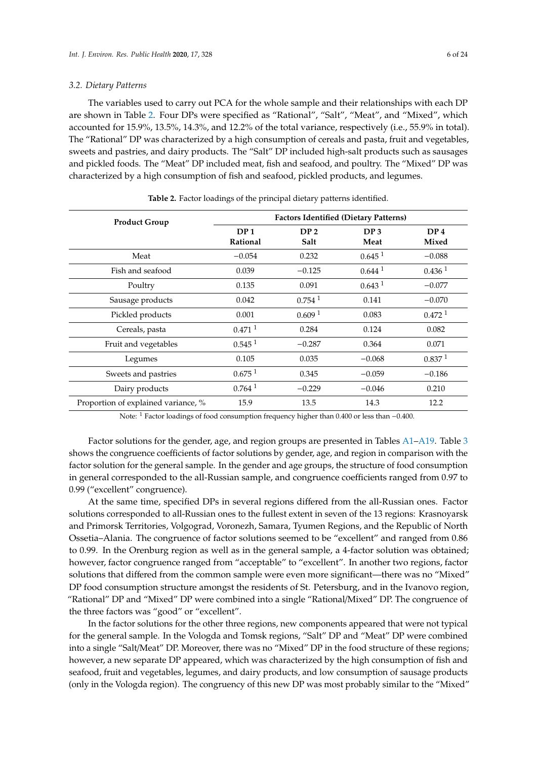### 3.2. Dietary Patterns

The variables used to carry out PCA for the whole sample and their relationships with each DP are shown in Table 2. Four DPs were specified as "Rational", "Salt", "Meat", and "Mixed", which accounted for 15.9%, 13.5%, 14.3%, and 12.2% of the total variance, respectively (i.e., 55.9% in total). The "Rational" DP was characterized by a high consumption of cereals and pasta, fruit and vegetables, sweets and pastries, and dairy products. The "Salt" DP included high-salt products such as sausages and pickled foods. The "Meat" DP included meat, fish and seafood, and poultry. The "Mixed" DP was characterized by a high consumption of fish and seafood, pickled products, and legumes.

**Table 2.** Factor loadings of the principal dietary patterns identified.

| Product Group | Factors Identified (Dietary Patterns) | | | |
|---|---|---|---|---|
| | DP 1 Rational | DP 2 Salt | DP 3 Meat | DP 4 Mixed |
| Meat | −0.054 | 0.232 | 0.645 [1] | −0.088 |
| Fish and seafood | 0.039 | −0.125 | 0.644 [1] | 0.436 [1] |
| Poultry | 0.135 | 0.091 | 0.643 [1] | −0.077 |
| Sausage products | 0.042 | 0.754 [1] | 0.141 | −0.070 |
| Pickled products | 0.001 | 0.609 [1] | 0.083 | 0.472 [1] |
| Cereals, pasta | 0.471 [1] | 0.284 | 0.124 | 0.082 |
| Fruit and vegetables | 0.545 [1] | −0.287 | 0.364 | 0.071 |
| Legumes | 0.105 | 0.035 | −0.068 | 0.837 [1] |
| Sweets and pastries | 0.675 [1] | 0.345 | −0.059 | −0.186 |
| Dairy products | 0.764 [1] | −0.229 | −0.046 | 0.210 |
| Proportion of explained variance, % | 15.9 | 13.5 | 14.3 | 12.2 |

Note: [1] Factor loadings of food consumption frequency higher than 0.400 or less than −0.400.

Factor solutions for the gender, age, and region groups are presented in Tables A1–A19. Table 3 shows the congruence coefficients of factor solutions by gender, age, and region in comparison with the factor solution for the general sample. In the gender and age groups, the structure of food consumption in general corresponded to the all-Russian sample, and congruence coefficients ranged from 0.97 to 0.99 ("excellent" congruence).

At the same time, specified DPs in several regions differed from the all-Russian ones. Factor solutions corresponded to all-Russian ones to the fullest extent in seven of the 13 regions: Krasnoyarsk and Primorsk Territories, Volgograd, Voronezh, Samara, Tyumen Regions, and the Republic of North Ossetia–Alania. The congruence of factor solutions seemed to be "excellent" and ranged from 0.86 to 0.99. In the Orenburg region as well as in the general sample, a 4-factor solution was obtained; however, factor congruence ranged from "acceptable" to "excellent". In another two regions, factor solutions that differed from the common sample were even more significant—there was no "Mixed" DP food consumption structure amongst the residents of St. Petersburg, and in the Ivanovo region, "Rational" DP and "Mixed" DP were combined into a single "Rational/Mixed" DP. The congruence of the three factors was "good" or "excellent".

In the factor solutions for the other three regions, new components appeared that were not typical for the general sample. In the Vologda and Tomsk regions, "Salt" DP and "Meat" DP were combined into a single "Salt/Meat" DP. Moreover, there was no "Mixed" DP in the food structure of these regions; however, a new separate DP appeared, which was characterized by the high consumption of fish and seafood, fruit and vegetables, legumes, and dairy products, and low consumption of sausage products (only in the Vologda region). The congruency of this new DP was most probably similar to the "Mixed"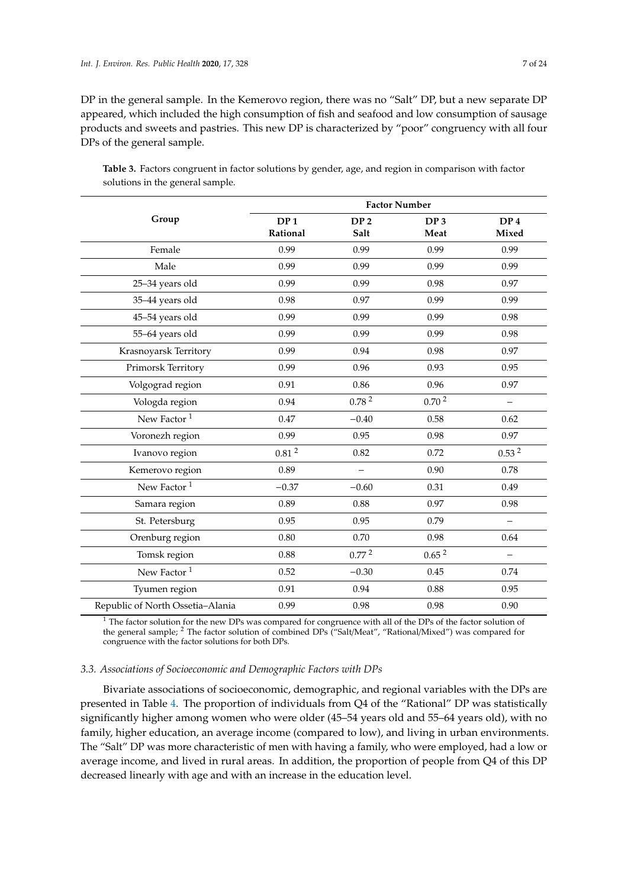DP in the general sample. In the Kemerovo region, there was no "Salt" DP, but a new separate DP appeared, which included the high consumption of fish and seafood and low consumption of sausage products and sweets and pastries. This new DP is characterized by "poor" congruency with all four DPs of the general sample.

**Table 3.** Factors congruent in factor solutions by gender, age, and region in comparison with factor solutions in the general sample.

| Group | Factor Number | | | |
|---|---|---|---|---|
| | **DP 1 Rational** | **DP 2 Salt** | **DP 3 Meat** | **DP 4 Mixed** |
| Female | 0.99 | 0.99 | 0.99 | 0.99 |
| Male | 0.99 | 0.99 | 0.99 | 0.99 |
| 25–34 years old | 0.99 | 0.99 | 0.98 | 0.97 |
| 35–44 years old | 0.98 | 0.97 | 0.99 | 0.99 |
| 45–54 years old | 0.99 | 0.99 | 0.99 | 0.98 |
| 55–64 years old | 0.99 | 0.99 | 0.99 | 0.98 |
| Krasnoyarsk Territory | 0.99 | 0.94 | 0.98 | 0.97 |
| Primorsk Territory | 0.99 | 0.96 | 0.93 | 0.95 |
| Volgograd region | 0.91 | 0.86 | 0.96 | 0.97 |
| Vologda region | 0.94 | 0.78 [2] | 0.70 [2] | – |
| New Factor [1] | 0.47 | −0.40 | 0.58 | 0.62 |
| Voronezh region | 0.99 | 0.95 | 0.98 | 0.97 |
| Ivanovo region | 0.81 [2] | 0.82 | 0.72 | 0.53 [2] |
| Kemerovo region | 0.89 | – | 0.90 | 0.78 |
| New Factor [1] | −0.37 | −0.60 | 0.31 | 0.49 |
| Samara region | 0.89 | 0.88 | 0.97 | 0.98 |
| St. Petersburg | 0.95 | 0.95 | 0.79 | – |
| Orenburg region | 0.80 | 0.70 | 0.98 | 0.64 |
| Tomsk region | 0.88 | 0.77 [2] | 0.65 [2] | – |
| New Factor [1] | 0.52 | −0.30 | 0.45 | 0.74 |
| Tyumen region | 0.91 | 0.94 | 0.88 | 0.95 |
| Republic of North Ossetia–Alania | 0.99 | 0.98 | 0.98 | 0.90 |

[1] The factor solution for the new DPs was compared for congruence with all of the DPs of the factor solution of the general sample; [2] The factor solution of combined DPs ("Salt/Meat", "Rational/Mixed") was compared for congruence with the factor solutions for both DPs.

### 3.3. Associations of Socioeconomic and Demographic Factors with DPs

Bivariate associations of socioeconomic, demographic, and regional variables with the DPs are presented in Table 4. The proportion of individuals from Q4 of the "Rational" DP was statistically significantly higher among women who were older (45–54 years old and 55–64 years old), with no family, higher education, an average income (compared to low), and living in urban environments. The "Salt" DP was more characteristic of men with having a family, who were employed, had a low or average income, and lived in rural areas. In addition, the proportion of people from Q4 of this DP decreased linearly with age and with an increase in the education level.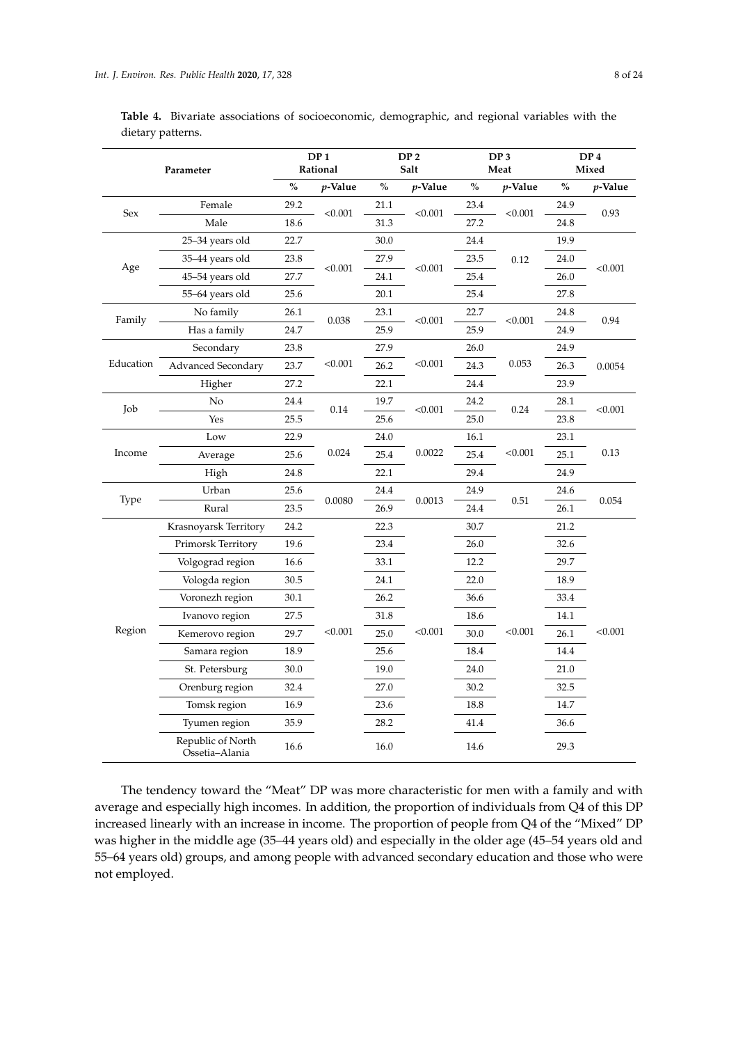**Table 4.** Bivariate associations of socioeconomic, demographic, and regional variables with the dietary patterns.

| Parameter | | DP 1 Rational | | DP 2 Salt | | DP 3 Meat | | DP 4 Mixed | |
|---|---|---|---|---|---|---|---|---|---|
| | | % | *p*-Value | % | *p*-Value | % | *p*-Value | % | *p*-Value |
| Sex | Female | 29.2 | <0.001 | 21.1 | <0.001 | 23.4 | <0.001 | 24.9 | 0.93 |
| | Male | 18.6 | | 31.3 | | 27.2 | | 24.8 | |
| Age | 25–34 years old | 22.7 | <0.001 | 30.0 | <0.001 | 24.4 | 0.12 | 19.9 | <0.001 |
| | 35–44 years old | 23.8 | | 27.9 | | 23.5 | | 24.0 | |
| | 45–54 years old | 27.7 | | 24.1 | | 25.4 | | 26.0 | |
| | 55–64 years old | 25.6 | | 20.1 | | 25.4 | | 27.8 | |
| Family | No family | 26.1 | 0.038 | 23.1 | <0.001 | 22.7 | <0.001 | 24.8 | 0.94 |
| | Has a family | 24.7 | | 25.9 | | 25.9 | | 24.9 | |
| Education | Secondary | 23.8 | <0.001 | 27.9 | <0.001 | 26.0 | 0.053 | 24.9 | 0.0054 |
| | Advanced Secondary | 23.7 | | 26.2 | | 24.3 | | 26.3 | |
| | Higher | 27.2 | | 22.1 | | 24.4 | | 23.9 | |
| Job | No | 24.4 | 0.14 | 19.7 | <0.001 | 24.2 | 0.24 | 28.1 | <0.001 |
| | Yes | 25.5 | | 25.6 | | 25.0 | | 23.8 | |
| Income | Low | 22.9 | 0.024 | 24.0 | 0.0022 | 16.1 | <0.001 | 23.1 | 0.13 |
| | Average | 25.6 | | 25.4 | | 25.4 | | 25.1 | |
| | High | 24.8 | | 22.1 | | 29.4 | | 24.9 | |
| Type | Urban | 25.6 | 0.0080 | 24.4 | 0.0013 | 24.9 | 0.51 | 24.6 | 0.054 |
| | Rural | 23.5 | | 26.9 | | 24.4 | | 26.1 | |
| Region | Krasnoyarsk Territory | 24.2 | <0.001 | 22.3 | <0.001 | 30.7 | <0.001 | 21.2 | <0.001 |
| | Primorsk Territory | 19.6 | | 23.4 | | 26.0 | | 32.6 | |
| | Volgograd region | 16.6 | | 33.1 | | 12.2 | | 29.7 | |
| | Vologda region | 30.5 | | 24.1 | | 22.0 | | 18.9 | |
| | Voronezh region | 30.1 | | 26.2 | | 36.6 | | 33.4 | |
| | Ivanovo region | 27.5 | | 31.8 | | 18.6 | | 14.1 | |
| | Kemerovo region | 29.7 | | 25.0 | | 30.0 | | 26.1 | |
| | Samara region | 18.9 | | 25.6 | | 18.4 | | 14.4 | |
| | St. Petersburg | 30.0 | | 19.0 | | 24.0 | | 21.0 | |
| | Orenburg region | 32.4 | | 27.0 | | 30.2 | | 32.5 | |
| | Tomsk region | 16.9 | | 23.6 | | 18.8 | | 14.7 | |
| | Tyumen region | 35.9 | | 28.2 | | 41.4 | | 36.6 | |
| | Republic of North Ossetia–Alania | 16.6 | | 16.0 | | 14.6 | | 29.3 | |

The tendency toward the "Meat" DP was more characteristic for men with a family and with average and especially high incomes. In addition, the proportion of individuals from Q4 of this DP increased linearly with an increase in income. The proportion of people from Q4 of the "Mixed" DP was higher in the middle age (35–44 years old) and especially in the older age (45–54 years old and 55–64 years old) groups, and among people with advanced secondary education and those who were not employed.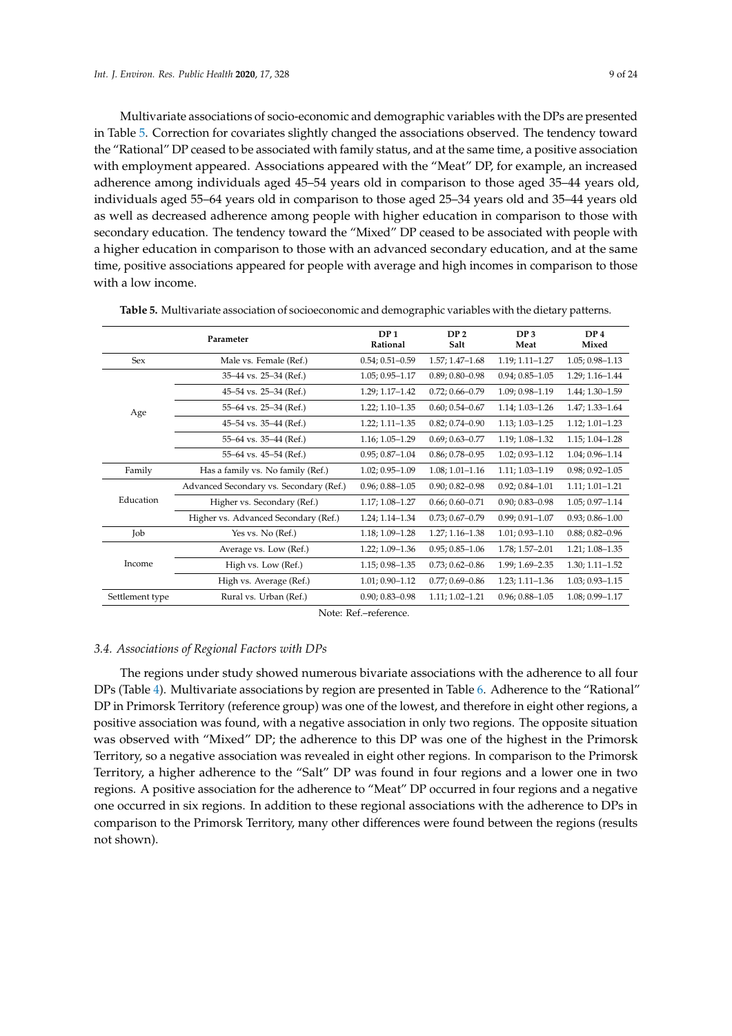Multivariate associations of socio-economic and demographic variables with the DPs are presented in Table 5. Correction for covariates slightly changed the associations observed. The tendency toward the "Rational" DP ceased to be associated with family status, and at the same time, a positive association with employment appeared. Associations appeared with the "Meat" DP, for example, an increased adherence among individuals aged 45–54 years old in comparison to those aged 35–44 years old, individuals aged 55–64 years old in comparison to those aged 25–34 years old and 35–44 years old as well as decreased adherence among people with higher education in comparison to those with secondary education. The tendency toward the "Mixed" DP ceased to be associated with people with a higher education in comparison to those with an advanced secondary education, and at the same time, positive associations appeared for people with average and high incomes in comparison to those with a low income.

**Table 5.** Multivariate association of socioeconomic and demographic variables with the dietary patterns.

| Parameter | | DP 1 Rational | DP 2 Salt | DP 3 Meat | DP 4 Mixed |
|---|---|---|---|---|---|
| Sex | Male vs. Female (Ref.) | 0.54; 0.51–0.59 | 1.57; 1.47–1.68 | 1.19; 1.11–1.27 | 1.05; 0.98–1.13 |
| Age | 35–44 vs. 25–34 (Ref.) | 1.05; 0.95–1.17 | 0.89; 0.80–0.98 | 0.94; 0.85–1.05 | 1.29; 1.16–1.44 |
| | 45–54 vs. 25–34 (Ref.) | 1.29; 1.17–1.42 | 0.72; 0.66–0.79 | 1.09; 0.98–1.19 | 1.44; 1.30–1.59 |
| | 55–64 vs. 25–34 (Ref.) | 1.22; 1.10–1.35 | 0.60; 0.54–0.67 | 1.14; 1.03–1.26 | 1.47; 1.33–1.64 |
| | 45–54 vs. 35–44 (Ref.) | 1.22; 1.11–1.35 | 0.82; 0.74–0.90 | 1.13; 1.03–1.25 | 1.12; 1.01–1.23 |
| | 55–64 vs. 35–44 (Ref.) | 1.16; 1.05–1.29 | 0.69; 0.63–0.77 | 1.19; 1.08–1.32 | 1.15; 1.04–1.28 |
| | 55–64 vs. 45–54 (Ref.) | 0.95; 0.87–1.04 | 0.86; 0.78–0.95 | 1.02; 0.93–1.12 | 1.04; 0.96–1.14 |
| Family | Has a family vs. No family (Ref.) | 1.02; 0.95–1.09 | 1.08; 1.01–1.16 | 1.11; 1.03–1.19 | 0.98; 0.92–1.05 |
| Education | Advanced Secondary vs. Secondary (Ref.) | 0.96; 0.88–1.05 | 0.90; 0.82–0.98 | 0.92; 0.84–1.01 | 1.11; 1.01–1.21 |
| | Higher vs. Secondary (Ref.) | 1.17; 1.08–1.27 | 0.66; 0.60–0.71 | 0.90; 0.83–0.98 | 1.05; 0.97–1.14 |
| | Higher vs. Advanced Secondary (Ref.) | 1.24; 1.14–1.34 | 0.73; 0.67–0.79 | 0.99; 0.91–1.07 | 0.93; 0.86–1.00 |
| Job | Yes vs. No (Ref.) | 1.18; 1.09–1.28 | 1.27; 1.16–1.38 | 1.01; 0.93–1.10 | 0.88; 0.82–0.96 |
| Income | Average vs. Low (Ref.) | 1.22; 1.09–1.36 | 0.95; 0.85–1.06 | 1.78; 1.57–2.01 | 1.21; 1.08–1.35 |
| | High vs. Low (Ref.) | 1.15; 0.98–1.35 | 0.73; 0.62–0.86 | 1.99; 1.69–2.35 | 1.30; 1.11–1.52 |
| | High vs. Average (Ref.) | 1.01; 0.90–1.12 | 0.77; 0.69–0.86 | 1.23; 1.11–1.36 | 1.03; 0.93–1.15 |
| Settlement type | Rural vs. Urban (Ref.) | 0.90; 0.83–0.98 | 1.11; 1.02–1.21 | 0.96; 0.88–1.05 | 1.08; 0.99–1.17 |

Note: Ref.–reference.

### 3.4. Associations of Regional Factors with DPs

The regions under study showed numerous bivariate associations with the adherence to all four DPs (Table 4). Multivariate associations by region are presented in Table 6. Adherence to the "Rational" DP in Primorsk Territory (reference group) was one of the lowest, and therefore in eight other regions, a positive association was found, with a negative association in only two regions. The opposite situation was observed with "Mixed" DP; the adherence to this DP was one of the highest in the Primorsk Territory, so a negative association was revealed in eight other regions. In comparison to the Primorsk Territory, a higher adherence to the "Salt" DP was found in four regions and a lower one in two regions. A positive association for the adherence to "Meat" DP occurred in four regions and a negative one occurred in six regions. In addition to these regional associations with the adherence to DPs in comparison to the Primorsk Territory, many other differences were found between the regions (results not shown).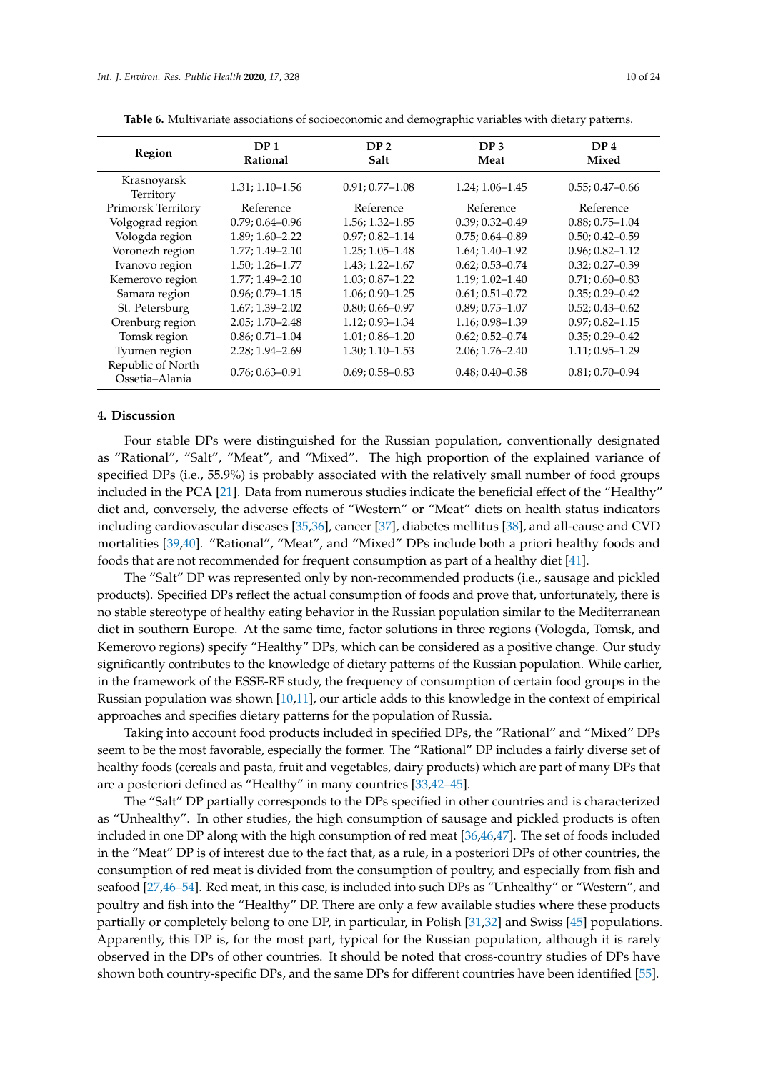**Table 6.** Multivariate associations of socioeconomic and demographic variables with dietary patterns.

| Region | DP 1 Rational | DP 2 Salt | DP 3 Meat | DP 4 Mixed |
|---|---|---|---|---|
| Krasnoyarsk Territory | 1.31; 1.10–1.56 | 0.91; 0.77–1.08 | 1.24; 1.06–1.45 | 0.55; 0.47–0.66 |
| Primorsk Territory | Reference | Reference | Reference | Reference |
| Volgograd region | 0.79; 0.64–0.96 | 1.56; 1.32–1.85 | 0.39; 0.32–0.49 | 0.88; 0.75–1.04 |
| Vologda region | 1.89; 1.60–2.22 | 0.97; 0.82–1.14 | 0.75; 0.64–0.89 | 0.50; 0.42–0.59 |
| Voronezh region | 1.77; 1.49–2.10 | 1.25; 1.05–1.48 | 1.64; 1.40–1.92 | 0.96; 0.82–1.12 |
| Ivanovo region | 1.50; 1.26–1.77 | 1.43; 1.22–1.67 | 0.62; 0.53–0.74 | 0.32; 0.27–0.39 |
| Kemerovo region | 1.77; 1.49–2.10 | 1.03; 0.87–1.22 | 1.19; 1.02–1.40 | 0.71; 0.60–0.83 |
| Samara region | 0.96; 0.79–1.15 | 1.06; 0.90–1.25 | 0.61; 0.51–0.72 | 0.35; 0.29–0.42 |
| St. Petersburg | 1.67; 1.39–2.02 | 0.80; 0.66–0.97 | 0.89; 0.75–1.07 | 0.52; 0.43–0.62 |
| Orenburg region | 2.05; 1.70–2.48 | 1.12; 0.93–1.34 | 1.16; 0.98–1.39 | 0.97; 0.82–1.15 |
| Tomsk region | 0.86; 0.71–1.04 | 1.01; 0.86–1.20 | 0.62; 0.52–0.74 | 0.35; 0.29–0.42 |
| Tyumen region | 2.28; 1.94–2.69 | 1.30; 1.10–1.53 | 2.06; 1.76–2.40 | 1.11; 0.95–1.29 |
| Republic of North Ossetia–Alania | 0.76; 0.63–0.91 | 0.69; 0.58–0.83 | 0.48; 0.40–0.58 | 0.81; 0.70–0.94 |

## 4. Discussion

Four stable DPs were distinguished for the Russian population, conventionally designated as "Rational", "Salt", "Meat", and "Mixed". The high proportion of the explained variance of specified DPs (i.e., 55.9%) is probably associated with the relatively small number of food groups included in the PCA [21]. Data from numerous studies indicate the beneficial effect of the "Healthy" diet and, conversely, the adverse effects of "Western" or "Meat" diets on health status indicators including cardiovascular diseases [35,36], cancer [37], diabetes mellitus [38], and all-cause and CVD mortalities [39,40]. "Rational", "Meat", and "Mixed" DPs include both a priori healthy foods and foods that are not recommended for frequent consumption as part of a healthy diet [41].

The "Salt" DP was represented only by non-recommended products (i.e., sausage and pickled products). Specified DPs reflect the actual consumption of foods and prove that, unfortunately, there is no stable stereotype of healthy eating behavior in the Russian population similar to the Mediterranean diet in southern Europe. At the same time, factor solutions in three regions (Vologda, Tomsk, and Kemerovo regions) specify "Healthy" DPs, which can be considered as a positive change. Our study significantly contributes to the knowledge of dietary patterns of the Russian population. While earlier, in the framework of the ESSE-RF study, the frequency of consumption of certain food groups in the Russian population was shown [10,11], our article adds to this knowledge in the context of empirical approaches and specifies dietary patterns for the population of Russia.

Taking into account food products included in specified DPs, the "Rational" and "Mixed" DPs seem to be the most favorable, especially the former. The "Rational" DP includes a fairly diverse set of healthy foods (cereals and pasta, fruit and vegetables, dairy products) which are part of many DPs that are a posteriori defined as "Healthy" in many countries [33,42–45].

The "Salt" DP partially corresponds to the DPs specified in other countries and is characterized as "Unhealthy". In other studies, the high consumption of sausage and pickled products is often included in one DP along with the high consumption of red meat [36,46,47]. The set of foods included in the "Meat" DP is of interest due to the fact that, as a rule, in a posteriori DPs of other countries, the consumption of red meat is divided from the consumption of poultry, and especially from fish and seafood [27,46–54]. Red meat, in this case, is included into such DPs as "Unhealthy" or "Western", and poultry and fish into the "Healthy" DP. There are only a few available studies where these products partially or completely belong to one DP, in particular, in Polish [31,32] and Swiss [45] populations. Apparently, this DP is, for the most part, typical for the Russian population, although it is rarely observed in the DPs of other countries. It should be noted that cross-country studies of DPs have shown both country-specific DPs, and the same DPs for different countries have been identified [55].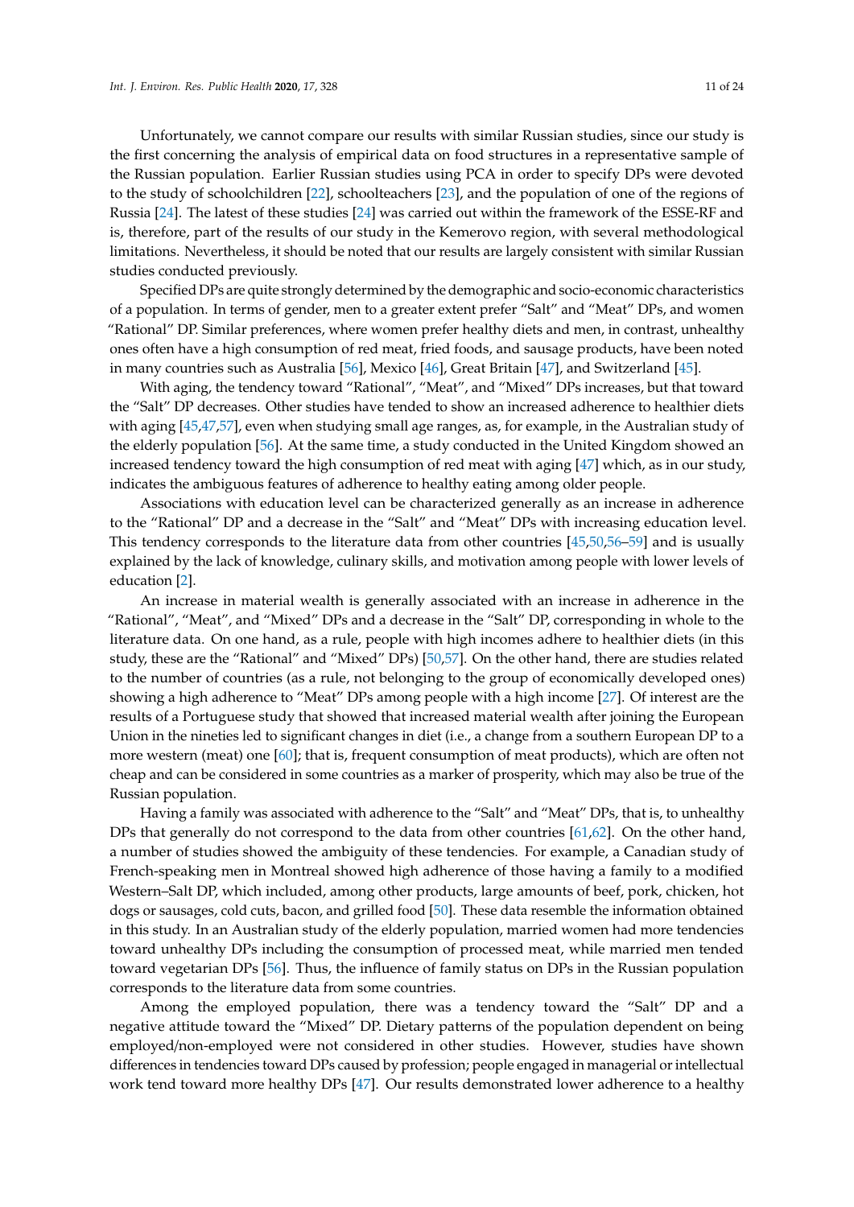Unfortunately, we cannot compare our results with similar Russian studies, since our study is the first concerning the analysis of empirical data on food structures in a representative sample of the Russian population. Earlier Russian studies using PCA in order to specify DPs were devoted to the study of schoolchildren [22], schoolteachers [23], and the population of one of the regions of Russia [24]. The latest of these studies [24] was carried out within the framework of the ESSE-RF and is, therefore, part of the results of our study in the Kemerovo region, with several methodological limitations. Nevertheless, it should be noted that our results are largely consistent with similar Russian studies conducted previously.

Specified DPs are quite strongly determined by the demographic and socio-economic characteristics of a population. In terms of gender, men to a greater extent prefer "Salt" and "Meat" DPs, and women "Rational" DP. Similar preferences, where women prefer healthy diets and men, in contrast, unhealthy ones often have a high consumption of red meat, fried foods, and sausage products, have been noted in many countries such as Australia [56], Mexico [46], Great Britain [47], and Switzerland [45].

With aging, the tendency toward "Rational", "Meat", and "Mixed" DPs increases, but that toward the "Salt" DP decreases. Other studies have tended to show an increased adherence to healthier diets with aging [45,47,57], even when studying small age ranges, as, for example, in the Australian study of the elderly population [56]. At the same time, a study conducted in the United Kingdom showed an increased tendency toward the high consumption of red meat with aging [47] which, as in our study, indicates the ambiguous features of adherence to healthy eating among older people.

Associations with education level can be characterized generally as an increase in adherence to the "Rational" DP and a decrease in the "Salt" and "Meat" DPs with increasing education level. This tendency corresponds to the literature data from other countries [45,50,56–59] and is usually explained by the lack of knowledge, culinary skills, and motivation among people with lower levels of education [2].

An increase in material wealth is generally associated with an increase in adherence in the "Rational", "Meat", and "Mixed" DPs and a decrease in the "Salt" DP, corresponding in whole to the literature data. On one hand, as a rule, people with high incomes adhere to healthier diets (in this study, these are the "Rational" and "Mixed" DPs) [50,57]. On the other hand, there are studies related to the number of countries (as a rule, not belonging to the group of economically developed ones) showing a high adherence to "Meat" DPs among people with a high income [27]. Of interest are the results of a Portuguese study that showed that increased material wealth after joining the European Union in the nineties led to significant changes in diet (i.e., a change from a southern European DP to a more western (meat) one [60]; that is, frequent consumption of meat products), which are often not cheap and can be considered in some countries as a marker of prosperity, which may also be true of the Russian population.

Having a family was associated with adherence to the "Salt" and "Meat" DPs, that is, to unhealthy DPs that generally do not correspond to the data from other countries [61,62]. On the other hand, a number of studies showed the ambiguity of these tendencies. For example, a Canadian study of French-speaking men in Montreal showed high adherence of those having a family to a modified Western–Salt DP, which included, among other products, large amounts of beef, pork, chicken, hot dogs or sausages, cold cuts, bacon, and grilled food [50]. These data resemble the information obtained in this study. In an Australian study of the elderly population, married women had more tendencies toward unhealthy DPs including the consumption of processed meat, while married men tended toward vegetarian DPs [56]. Thus, the influence of family status on DPs in the Russian population corresponds to the literature data from some countries.

Among the employed population, there was a tendency toward the "Salt" DP and a negative attitude toward the "Mixed" DP. Dietary patterns of the population dependent on being employed/non-employed were not considered in other studies. However, studies have shown differences in tendencies toward DPs caused by profession; people engaged in managerial or intellectual work tend toward more healthy DPs [47]. Our results demonstrated lower adherence to a healthy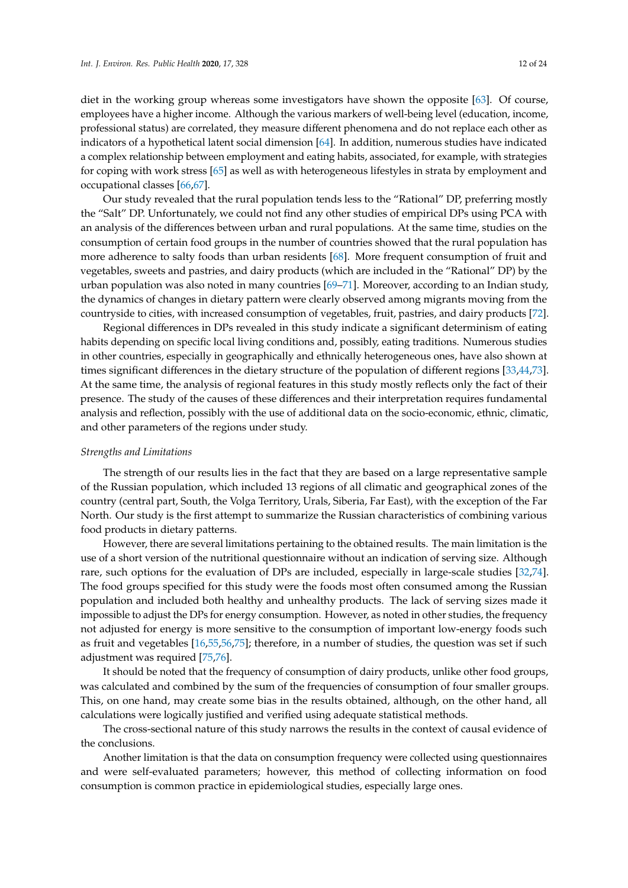diet in the working group whereas some investigators have shown the opposite [63]. Of course, employees have a higher income. Although the various markers of well-being level (education, income, professional status) are correlated, they measure different phenomena and do not replace each other as indicators of a hypothetical latent social dimension [64]. In addition, numerous studies have indicated a complex relationship between employment and eating habits, associated, for example, with strategies for coping with work stress [65] as well as with heterogeneous lifestyles in strata by employment and occupational classes [66,67].

Our study revealed that the rural population tends less to the "Rational" DP, preferring mostly the "Salt" DP. Unfortunately, we could not find any other studies of empirical DPs using PCA with an analysis of the differences between urban and rural populations. At the same time, studies on the consumption of certain food groups in the number of countries showed that the rural population has more adherence to salty foods than urban residents [68]. More frequent consumption of fruit and vegetables, sweets and pastries, and dairy products (which are included in the "Rational" DP) by the urban population was also noted in many countries [69–71]. Moreover, according to an Indian study, the dynamics of changes in dietary pattern were clearly observed among migrants moving from the countryside to cities, with increased consumption of vegetables, fruit, pastries, and dairy products [72].

Regional differences in DPs revealed in this study indicate a significant determinism of eating habits depending on specific local living conditions and, possibly, eating traditions. Numerous studies in other countries, especially in geographically and ethnically heterogeneous ones, have also shown at times significant differences in the dietary structure of the population of different regions [33,44,73]. At the same time, the analysis of regional features in this study mostly reflects only the fact of their presence. The study of the causes of these differences and their interpretation requires fundamental analysis and reflection, possibly with the use of additional data on the socio-economic, ethnic, climatic, and other parameters of the regions under study.

*Strengths and Limitations*

The strength of our results lies in the fact that they are based on a large representative sample of the Russian population, which included 13 regions of all climatic and geographical zones of the country (central part, South, the Volga Territory, Urals, Siberia, Far East), with the exception of the Far North. Our study is the first attempt to summarize the Russian characteristics of combining various food products in dietary patterns.

However, there are several limitations pertaining to the obtained results. The main limitation is the use of a short version of the nutritional questionnaire without an indication of serving size. Although rare, such options for the evaluation of DPs are included, especially in large-scale studies [32,74]. The food groups specified for this study were the foods most often consumed among the Russian population and included both healthy and unhealthy products. The lack of serving sizes made it impossible to adjust the DPs for energy consumption. However, as noted in other studies, the frequency not adjusted for energy is more sensitive to the consumption of important low-energy foods such as fruit and vegetables [16,55,56,75]; therefore, in a number of studies, the question was set if such adjustment was required [75,76].

It should be noted that the frequency of consumption of dairy products, unlike other food groups, was calculated and combined by the sum of the frequencies of consumption of four smaller groups. This, on one hand, may create some bias in the results obtained, although, on the other hand, all calculations were logically justified and verified using adequate statistical methods.

The cross-sectional nature of this study narrows the results in the context of causal evidence of the conclusions.

Another limitation is that the data on consumption frequency were collected using questionnaires and were self-evaluated parameters; however, this method of collecting information on food consumption is common practice in epidemiological studies, especially large ones.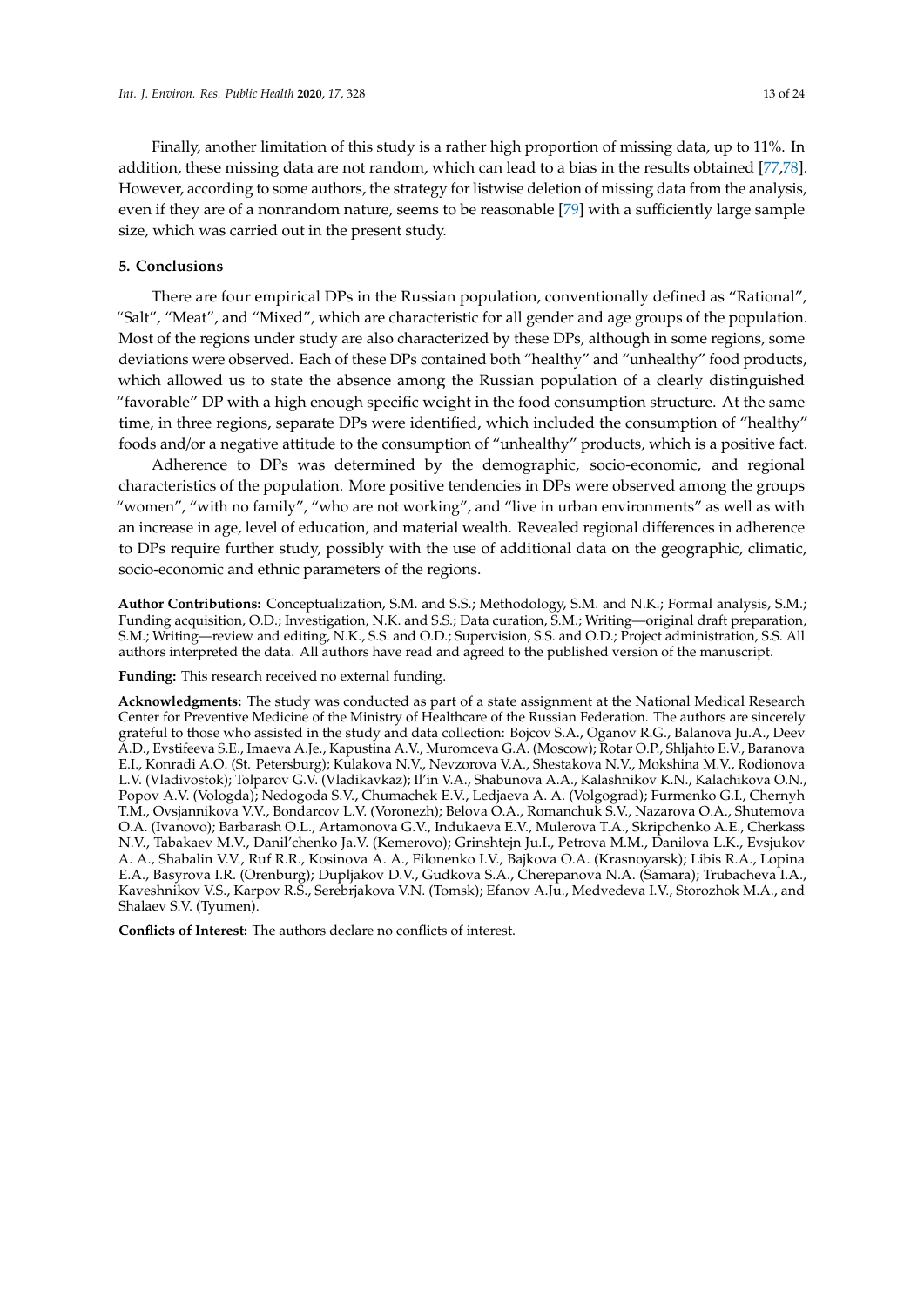Finally, another limitation of this study is a rather high proportion of missing data, up to 11%. In addition, these missing data are not random, which can lead to a bias in the results obtained [77,78]. However, according to some authors, the strategy for listwise deletion of missing data from the analysis, even if they are of a nonrandom nature, seems to be reasonable [79] with a sufficiently large sample size, which was carried out in the present study.

## 5. Conclusions

There are four empirical DPs in the Russian population, conventionally defined as "Rational", "Salt", "Meat", and "Mixed", which are characteristic for all gender and age groups of the population. Most of the regions under study are also characterized by these DPs, although in some regions, some deviations were observed. Each of these DPs contained both "healthy" and "unhealthy" food products, which allowed us to state the absence among the Russian population of a clearly distinguished "favorable" DP with a high enough specific weight in the food consumption structure. At the same time, in three regions, separate DPs were identified, which included the consumption of "healthy" foods and/or a negative attitude to the consumption of "unhealthy" products, which is a positive fact.

Adherence to DPs was determined by the demographic, socio-economic, and regional characteristics of the population. More positive tendencies in DPs were observed among the groups "women", "with no family", "who are not working", and "live in urban environments" as well as with an increase in age, level of education, and material wealth. Revealed regional differences in adherence to DPs require further study, possibly with the use of additional data on the geographic, climatic, socio-economic and ethnic parameters of the regions.

**Author Contributions:** Conceptualization, S.M. and S.S.; Methodology, S.M. and N.K.; Formal analysis, S.M.; Funding acquisition, O.D.; Investigation, N.K. and S.S.; Data curation, S.M.; Writing—original draft preparation, S.M.; Writing—review and editing, N.K., S.S. and O.D.; Supervision, S.S. and O.D.; Project administration, S.S. All authors interpreted the data. All authors have read and agreed to the published version of the manuscript.

**Funding:** This research received no external funding.

**Acknowledgments:** The study was conducted as part of a state assignment at the National Medical Research Center for Preventive Medicine of the Ministry of Healthcare of the Russian Federation. The authors are sincerely grateful to those who assisted in the study and data collection: Bojcov S.A., Oganov R.G., Balanova Ju.A., Deev A.D., Evstifeeva S.E., Imaeva A.Je., Kapustina A.V., Muromceva G.A. (Moscow); Rotar O.P., Shljahto E.V., Baranova E.I., Konradi A.O. (St. Petersburg); Kulakova N.V., Nevzorova V.A., Shestakova N.V., Mokshina M.V., Rodionova L.V. (Vladivostok); Tolparov G.V. (Vladikavkaz); Il'in V.A., Shabunova A.A., Kalashnikov K.N., Kalachikova O.N., Popov A.V. (Vologda); Nedogoda S.V., Chumachek E.V., Ledjaeva A. A. (Volgograd); Furmenko G.I., Chernyh T.M., Ovsjannikova V.V., Bondarcov L.V. (Voronezh); Belova O.A., Romanchuk S.V., Nazarova O.A., Shutemova O.A. (Ivanovo); Barbarash O.L., Artamonova G.V., Indukaeva E.V., Mulerova T.A., Skripchenko A.E., Cherkass N.V., Tabakaev M.V., Danil'chenko Ja.V. (Kemerovo); Grinshtejn Ju.I., Petrova M.M., Danilova L.K., Evsjukov A. A., Shabalin V.V., Ruf R.R., Kosinova A. A., Filonenko I.V., Bajkova O.A. (Krasnoyarsk); Libis R.A., Lopina E.A., Basyrova I.R. (Orenburg); Dupljakov D.V., Gudkova S.A., Cherepanova N.A. (Samara); Trubacheva I.A., Kaveshnikov V.S., Karpov R.S., Serebrjakova V.N. (Tomsk); Efanov A.Ju., Medvedeva I.V., Storozhok M.A., and Shalaev S.V. (Tyumen).

**Conflicts of Interest:** The authors declare no conflicts of interest.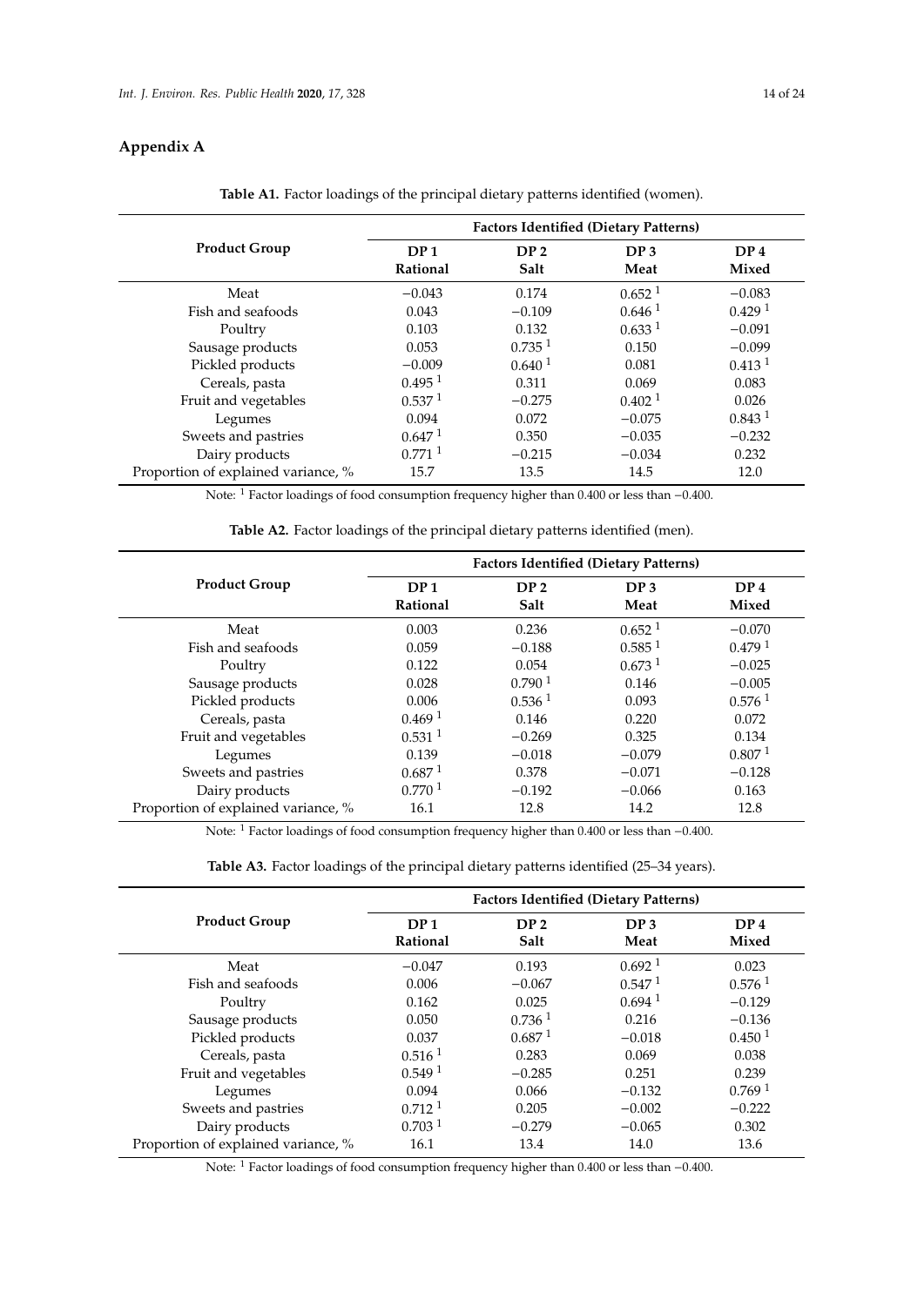## Appendix A

**Table A1.** Factor loadings of the principal dietary patterns identified (women).

| Product Group | Factors Identified (Dietary Patterns) | | | |
|---|---|---|---|---|
| | **DP 1 Rational** | **DP 2 Salt** | **DP 3 Meat** | **DP 4 Mixed** |
| Meat | −0.043 | 0.174 | 0.652 [1] | −0.083 |
| Fish and seafoods | 0.043 | −0.109 | 0.646 [1] | 0.429 [1] |
| Poultry | 0.103 | 0.132 | 0.633 [1] | −0.091 |
| Sausage products | 0.053 | 0.735 [1] | 0.150 | −0.099 |
| Pickled products | −0.009 | 0.640 [1] | 0.081 | 0.413 [1] |
| Cereals, pasta | 0.495 [1] | 0.311 | 0.069 | 0.083 |
| Fruit and vegetables | 0.537 [1] | −0.275 | 0.402 [1] | 0.026 |
| Legumes | 0.094 | 0.072 | −0.075 | 0.843 [1] |
| Sweets and pastries | 0.647 [1] | 0.350 | −0.035 | −0.232 |
| Dairy products | 0.771 [1] | −0.215 | −0.034 | 0.232 |
| Proportion of explained variance, % | 15.7 | 13.5 | 14.5 | 12.0 |

Note: [1] Factor loadings of food consumption frequency higher than 0.400 or less than −0.400.

**Table A2.** Factor loadings of the principal dietary patterns identified (men).

| Product Group | Factors Identified (Dietary Patterns) | | | |
|---|---|---|---|---|
| | **DP 1 Rational** | **DP 2 Salt** | **DP 3 Meat** | **DP 4 Mixed** |
| Meat | 0.003 | 0.236 | 0.652 [1] | −0.070 |
| Fish and seafoods | 0.059 | −0.188 | 0.585 [1] | 0.479 [1] |
| Poultry | 0.122 | 0.054 | 0.673 [1] | −0.025 |
| Sausage products | 0.028 | 0.790 [1] | 0.146 | −0.005 |
| Pickled products | 0.006 | 0.536 [1] | 0.093 | 0.576 [1] |
| Cereals, pasta | 0.469 [1] | 0.146 | 0.220 | 0.072 |
| Fruit and vegetables | 0.531 [1] | −0.269 | 0.325 | 0.134 |
| Legumes | 0.139 | −0.018 | −0.079 | 0.807 [1] |
| Sweets and pastries | 0.687 [1] | 0.378 | −0.071 | −0.128 |
| Dairy products | 0.770 [1] | −0.192 | −0.066 | 0.163 |
| Proportion of explained variance, % | 16.1 | 12.8 | 14.2 | 12.8 |

Note: [1] Factor loadings of food consumption frequency higher than 0.400 or less than −0.400.

**Table A3.** Factor loadings of the principal dietary patterns identified (25–34 years).

| Product Group | Factors Identified (Dietary Patterns) | | | |
|---|---|---|---|---|
| | **DP 1 Rational** | **DP 2 Salt** | **DP 3 Meat** | **DP 4 Mixed** |
| Meat | −0.047 | 0.193 | 0.692 [1] | 0.023 |
| Fish and seafoods | 0.006 | −0.067 | 0.547 [1] | 0.576 [1] |
| Poultry | 0.162 | 0.025 | 0.694 [1] | −0.129 |
| Sausage products | 0.050 | 0.736 [1] | 0.216 | −0.136 |
| Pickled products | 0.037 | 0.687 [1] | −0.018 | 0.450 [1] |
| Cereals, pasta | 0.516 [1] | 0.283 | 0.069 | 0.038 |
| Fruit and vegetables | 0.549 [1] | −0.285 | 0.251 | 0.239 |
| Legumes | 0.094 | 0.066 | −0.132 | 0.769 [1] |
| Sweets and pastries | 0.712 [1] | 0.205 | −0.002 | −0.222 |
| Dairy products | 0.703 [1] | −0.279 | −0.065 | 0.302 |
| Proportion of explained variance, % | 16.1 | 13.4 | 14.0 | 13.6 |

Note: [1] Factor loadings of food consumption frequency higher than 0.400 or less than −0.400.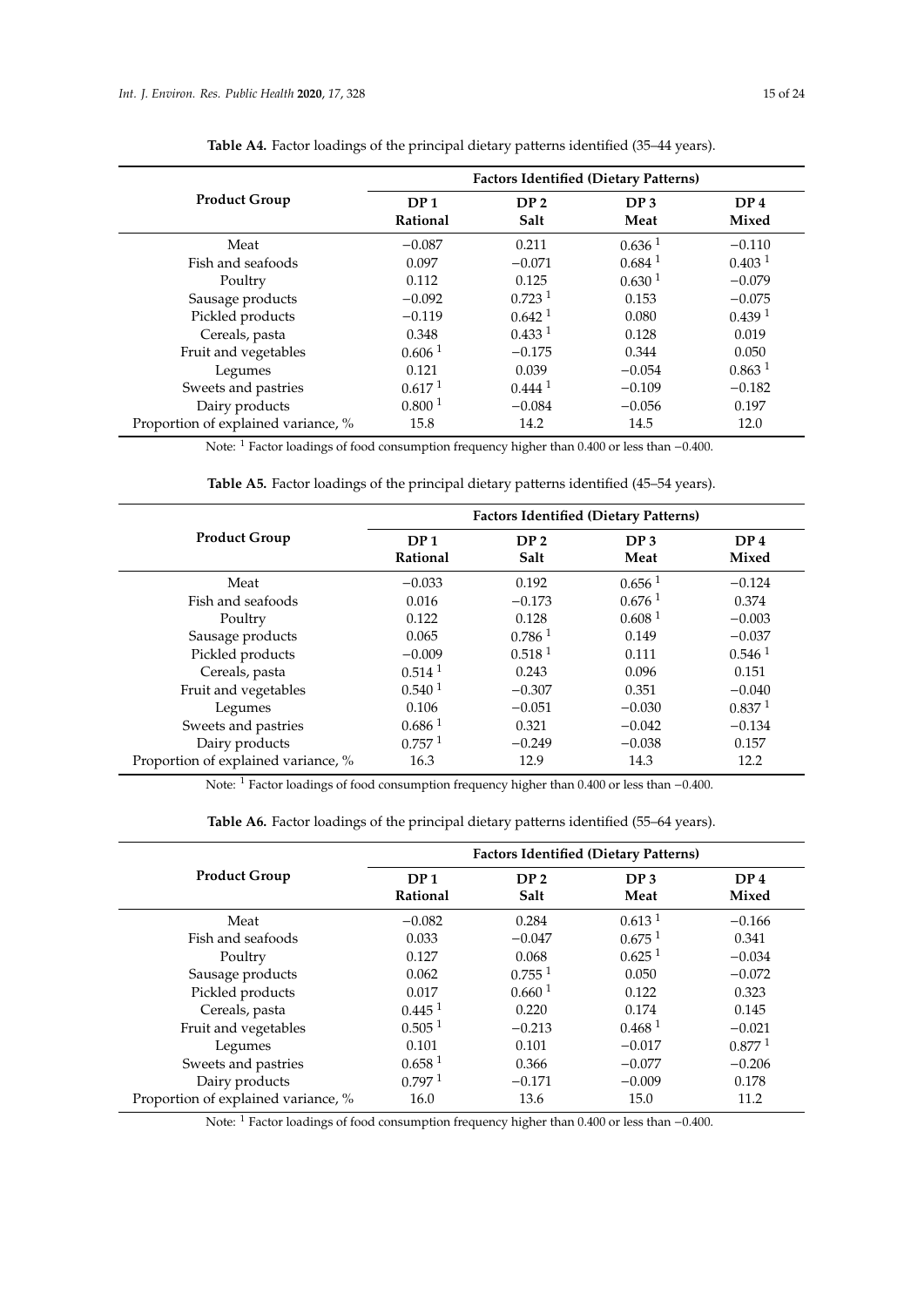**Table A4.** Factor loadings of the principal dietary patterns identified (35–44 years).

| Product Group | Factors Identified (Dietary Patterns) | | | |
|---|---|---|---|---|
| | DP 1 Rational | DP 2 Salt | DP 3 Meat | DP 4 Mixed |
| Meat | −0.087 | 0.211 | 0.636 [1] | −0.110 |
| Fish and seafoods | 0.097 | −0.071 | 0.684 [1] | 0.403 [1] |
| Poultry | 0.112 | 0.125 | 0.630 [1] | −0.079 |
| Sausage products | −0.092 | 0.723 [1] | 0.153 | −0.075 |
| Pickled products | −0.119 | 0.642 [1] | 0.080 | 0.439 [1] |
| Cereals, pasta | 0.348 | 0.433 [1] | 0.128 | 0.019 |
| Fruit and vegetables | 0.606 [1] | −0.175 | 0.344 | 0.050 |
| Legumes | 0.121 | 0.039 | −0.054 | 0.863 [1] |
| Sweets and pastries | 0.617 [1] | 0.444 [1] | −0.109 | −0.182 |
| Dairy products | 0.800 [1] | −0.084 | −0.056 | 0.197 |
| Proportion of explained variance, % | 15.8 | 14.2 | 14.5 | 12.0 |

Note: [1] Factor loadings of food consumption frequency higher than 0.400 or less than −0.400.

**Table A5.** Factor loadings of the principal dietary patterns identified (45–54 years).

| Product Group | Factors Identified (Dietary Patterns) | | | |
|---|---|---|---|---|
| | DP 1 Rational | DP 2 Salt | DP 3 Meat | DP 4 Mixed |
| Meat | −0.033 | 0.192 | 0.656 [1] | −0.124 |
| Fish and seafoods | 0.016 | −0.173 | 0.676 [1] | 0.374 |
| Poultry | 0.122 | 0.128 | 0.608 [1] | −0.003 |
| Sausage products | 0.065 | 0.786 [1] | 0.149 | −0.037 |
| Pickled products | −0.009 | 0.518 [1] | 0.111 | 0.546 [1] |
| Cereals, pasta | 0.514 [1] | 0.243 | 0.096 | 0.151 |
| Fruit and vegetables | 0.540 [1] | −0.307 | 0.351 | −0.040 |
| Legumes | 0.106 | −0.051 | −0.030 | 0.837 [1] |
| Sweets and pastries | 0.686 [1] | 0.321 | −0.042 | −0.134 |
| Dairy products | 0.757 [1] | −0.249 | −0.038 | 0.157 |
| Proportion of explained variance, % | 16.3 | 12.9 | 14.3 | 12.2 |

Note: [1] Factor loadings of food consumption frequency higher than 0.400 or less than −0.400.

**Table A6.** Factor loadings of the principal dietary patterns identified (55–64 years).

| Product Group | Factors Identified (Dietary Patterns) | | | |
|---|---|---|---|---|
| | DP 1 Rational | DP 2 Salt | DP 3 Meat | DP 4 Mixed |
| Meat | −0.082 | 0.284 | 0.613 [1] | −0.166 |
| Fish and seafoods | 0.033 | −0.047 | 0.675 [1] | 0.341 |
| Poultry | 0.127 | 0.068 | 0.625 [1] | −0.034 |
| Sausage products | 0.062 | 0.755 [1] | 0.050 | −0.072 |
| Pickled products | 0.017 | 0.660 [1] | 0.122 | 0.323 |
| Cereals, pasta | 0.445 [1] | 0.220 | 0.174 | 0.145 |
| Fruit and vegetables | 0.505 [1] | −0.213 | 0.468 [1] | −0.021 |
| Legumes | 0.101 | 0.101 | −0.017 | 0.877 [1] |
| Sweets and pastries | 0.658 [1] | 0.366 | −0.077 | −0.206 |
| Dairy products | 0.797 [1] | −0.171 | −0.009 | 0.178 |
| Proportion of explained variance, % | 16.0 | 13.6 | 15.0 | 11.2 |

Note: [1] Factor loadings of food consumption frequency higher than 0.400 or less than −0.400.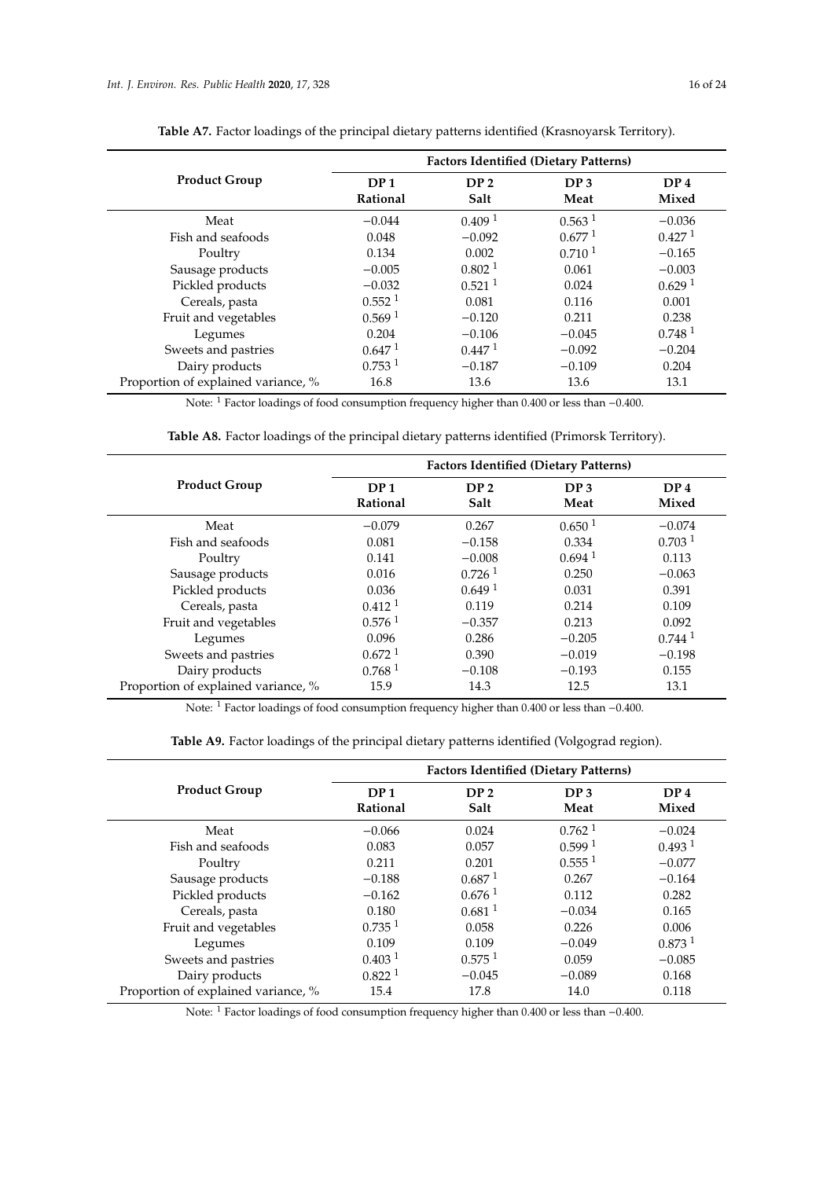**Table A7.** Factor loadings of the principal dietary patterns identified (Krasnoyarsk Territory).

| Product Group | Factors Identified (Dietary Patterns) | | | |
|---|---|---|---|---|
| | DP 1 Rational | DP 2 Salt | DP 3 Meat | DP 4 Mixed |
| Meat | −0.044 | 0.409 [1] | 0.563 [1] | −0.036 |
| Fish and seafoods | 0.048 | −0.092 | 0.677 [1] | 0.427 [1] |
| Poultry | 0.134 | 0.002 | 0.710 [1] | −0.165 |
| Sausage products | −0.005 | 0.802 [1] | 0.061 | −0.003 |
| Pickled products | −0.032 | 0.521 [1] | 0.024 | 0.629 [1] |
| Cereals, pasta | 0.552 [1] | 0.081 | 0.116 | 0.001 |
| Fruit and vegetables | 0.569 [1] | −0.120 | 0.211 | 0.238 |
| Legumes | 0.204 | −0.106 | −0.045 | 0.748 [1] |
| Sweets and pastries | 0.647 [1] | 0.447 [1] | −0.092 | −0.204 |
| Dairy products | 0.753 [1] | −0.187 | −0.109 | 0.204 |
| Proportion of explained variance, % | 16.8 | 13.6 | 13.6 | 13.1 |

Note: [1] Factor loadings of food consumption frequency higher than 0.400 or less than −0.400.

**Table A8.** Factor loadings of the principal dietary patterns identified (Primorsk Territory).

| Product Group | Factors Identified (Dietary Patterns) | | | |
|---|---|---|---|---|
| | DP 1 Rational | DP 2 Salt | DP 3 Meat | DP 4 Mixed |
| Meat | −0.079 | 0.267 | 0.650 [1] | −0.074 |
| Fish and seafoods | 0.081 | −0.158 | 0.334 | 0.703 [1] |
| Poultry | 0.141 | −0.008 | 0.694 [1] | 0.113 |
| Sausage products | 0.016 | 0.726 [1] | 0.250 | −0.063 |
| Pickled products | 0.036 | 0.649 [1] | 0.031 | 0.391 |
| Cereals, pasta | 0.412 [1] | 0.119 | 0.214 | 0.109 |
| Fruit and vegetables | 0.576 [1] | −0.357 | 0.213 | 0.092 |
| Legumes | 0.096 | 0.286 | −0.205 | 0.744 [1] |
| Sweets and pastries | 0.672 [1] | 0.390 | −0.019 | −0.198 |
| Dairy products | 0.768 [1] | −0.108 | −0.193 | 0.155 |
| Proportion of explained variance, % | 15.9 | 14.3 | 12.5 | 13.1 |

Note: [1] Factor loadings of food consumption frequency higher than 0.400 or less than −0.400.

**Table A9.** Factor loadings of the principal dietary patterns identified (Volgograd region).

| Product Group | Factors Identified (Dietary Patterns) | | | |
|---|---|---|---|---|
| | DP 1 Rational | DP 2 Salt | DP 3 Meat | DP 4 Mixed |
| Meat | −0.066 | 0.024 | 0.762 [1] | −0.024 |
| Fish and seafoods | 0.083 | 0.057 | 0.599 [1] | 0.493 [1] |
| Poultry | 0.211 | 0.201 | 0.555 [1] | −0.077 |
| Sausage products | −0.188 | 0.687 [1] | 0.267 | −0.164 |
| Pickled products | −0.162 | 0.676 [1] | 0.112 | 0.282 |
| Cereals, pasta | 0.180 | 0.681 [1] | −0.034 | 0.165 |
| Fruit and vegetables | 0.735 [1] | 0.058 | 0.226 | 0.006 |
| Legumes | 0.109 | 0.109 | −0.049 | 0.873 [1] |
| Sweets and pastries | 0.403 [1] | 0.575 [1] | 0.059 | −0.085 |
| Dairy products | 0.822 [1] | −0.045 | −0.089 | 0.168 |
| Proportion of explained variance, % | 15.4 | 17.8 | 14.0 | 0.118 |

Note: [1] Factor loadings of food consumption frequency higher than 0.400 or less than −0.400.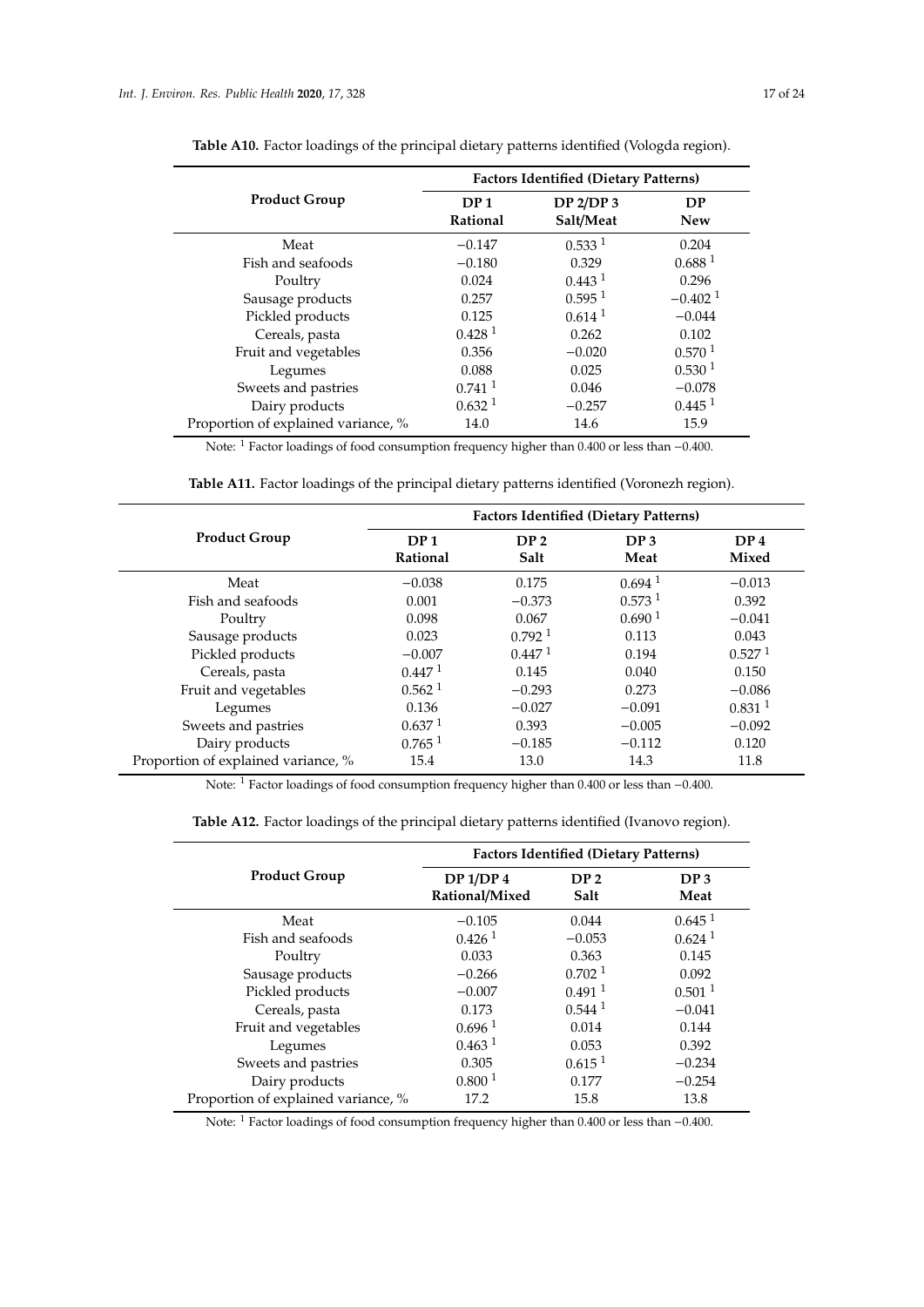**Table A10.** Factor loadings of the principal dietary patterns identified (Vologda region).

| Product Group | Factors Identified (Dietary Patterns) | | |
|---|---|---|---|
| | **DP 1 Rational** | **DP 2/DP 3 Salt/Meat** | **DP New** |
| Meat | −0.147 | 0.533 [1] | 0.204 |
| Fish and seafoods | −0.180 | 0.329 | 0.688 [1] |
| Poultry | 0.024 | 0.443 [1] | 0.296 |
| Sausage products | 0.257 | 0.595 [1] | −0.402 [1] |
| Pickled products | 0.125 | 0.614 [1] | −0.044 |
| Cereals, pasta | 0.428 [1] | 0.262 | 0.102 |
| Fruit and vegetables | 0.356 | −0.020 | 0.570 [1] |
| Legumes | 0.088 | 0.025 | 0.530 [1] |
| Sweets and pastries | 0.741 [1] | 0.046 | −0.078 |
| Dairy products | 0.632 [1] | −0.257 | 0.445 [1] |
| Proportion of explained variance, % | 14.0 | 14.6 | 15.9 |

Note: [1] Factor loadings of food consumption frequency higher than 0.400 or less than −0.400.

**Table A11.** Factor loadings of the principal dietary patterns identified (Voronezh region).

| Product Group | Factors Identified (Dietary Patterns) | | | |
|---|---|---|---|---|
| | **DP 1 Rational** | **DP 2 Salt** | **DP 3 Meat** | **DP 4 Mixed** |
| Meat | −0.038 | 0.175 | 0.694 [1] | −0.013 |
| Fish and seafoods | 0.001 | −0.373 | 0.573 [1] | 0.392 |
| Poultry | 0.098 | 0.067 | 0.690 [1] | −0.041 |
| Sausage products | 0.023 | 0.792 [1] | 0.113 | 0.043 |
| Pickled products | −0.007 | 0.447 [1] | 0.194 | 0.527 [1] |
| Cereals, pasta | 0.447 [1] | 0.145 | 0.040 | 0.150 |
| Fruit and vegetables | 0.562 [1] | −0.293 | 0.273 | −0.086 |
| Legumes | 0.136 | −0.027 | −0.091 | 0.831 [1] |
| Sweets and pastries | 0.637 [1] | 0.393 | −0.005 | −0.092 |
| Dairy products | 0.765 [1] | −0.185 | −0.112 | 0.120 |
| Proportion of explained variance, % | 15.4 | 13.0 | 14.3 | 11.8 |

Note: [1] Factor loadings of food consumption frequency higher than 0.400 or less than −0.400.

**Table A12.** Factor loadings of the principal dietary patterns identified (Ivanovo region).

| Product Group | Factors Identified (Dietary Patterns) | | |
|---|---|---|---|
| | **DP 1/DP 4 Rational/Mixed** | **DP 2 Salt** | **DP 3 Meat** |
| Meat | −0.105 | 0.044 | 0.645 [1] |
| Fish and seafoods | 0.426 [1] | −0.053 | 0.624 [1] |
| Poultry | 0.033 | 0.363 | 0.145 |
| Sausage products | −0.266 | 0.702 [1] | 0.092 |
| Pickled products | −0.007 | 0.491 [1] | 0.501 [1] |
| Cereals, pasta | 0.173 | 0.544 [1] | −0.041 |
| Fruit and vegetables | 0.696 [1] | 0.014 | 0.144 |
| Legumes | 0.463 [1] | 0.053 | 0.392 |
| Sweets and pastries | 0.305 | 0.615 [1] | −0.234 |
| Dairy products | 0.800 [1] | 0.177 | −0.254 |
| Proportion of explained variance, % | 17.2 | 15.8 | 13.8 |

Note: [1] Factor loadings of food consumption frequency higher than 0.400 or less than −0.400.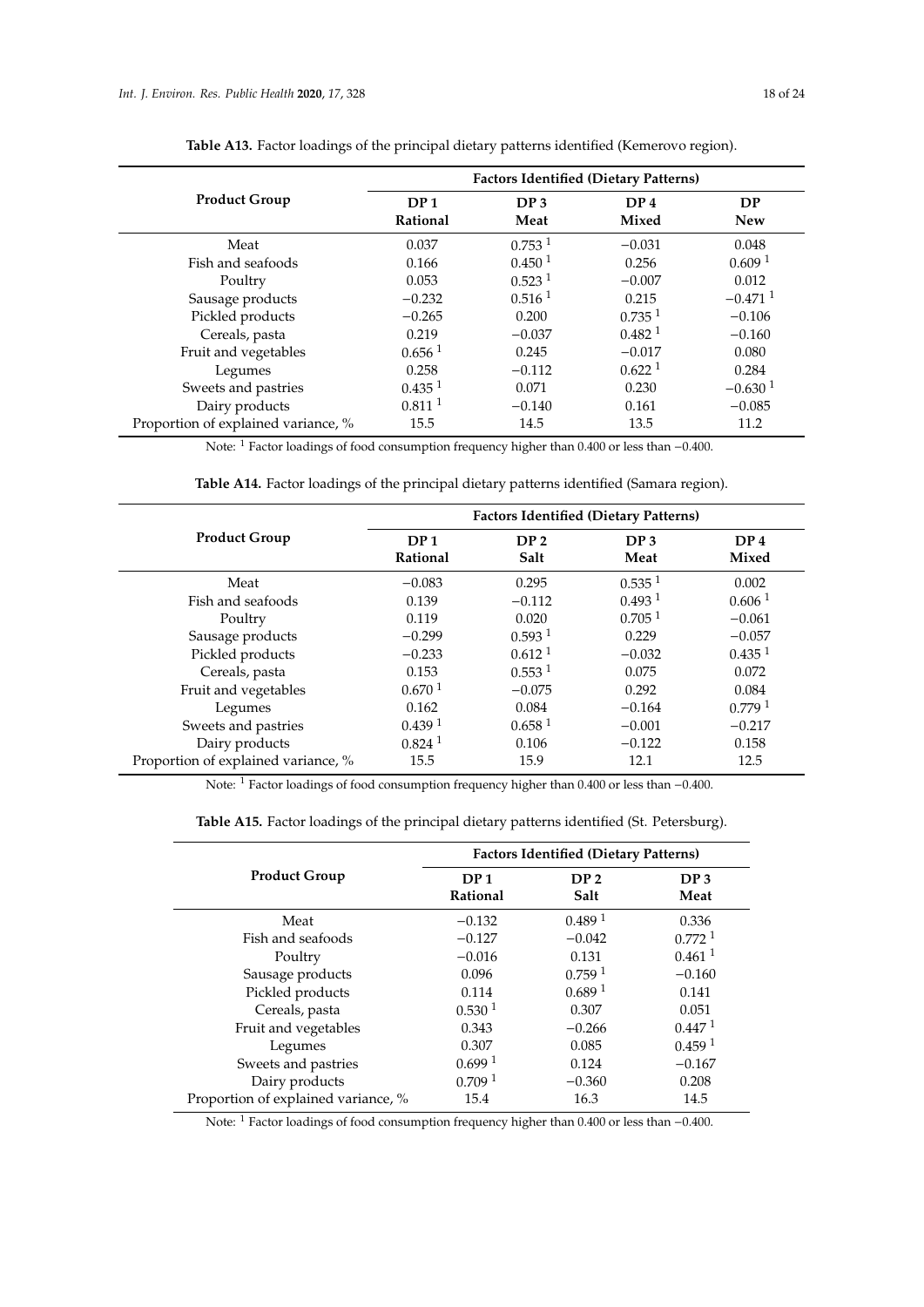**Table A13.** Factor loadings of the principal dietary patterns identified (Kemerovo region).

| Product Group | Factors Identified (Dietary Patterns) | | | |
|---|---|---|---|---|
| | DP 1 Rational | DP 3 Meat | DP 4 Mixed | DP New |
| Meat | 0.037 | 0.753 [1] | −0.031 | 0.048 |
| Fish and seafoods | 0.166 | 0.450 [1] | 0.256 | 0.609 [1] |
| Poultry | 0.053 | 0.523 [1] | −0.007 | 0.012 |
| Sausage products | −0.232 | 0.516 [1] | 0.215 | −0.471 [1] |
| Pickled products | −0.265 | 0.200 | 0.735 [1] | −0.106 |
| Cereals, pasta | 0.219 | −0.037 | 0.482 [1] | −0.160 |
| Fruit and vegetables | 0.656 [1] | 0.245 | −0.017 | 0.080 |
| Legumes | 0.258 | −0.112 | 0.622 [1] | 0.284 |
| Sweets and pastries | 0.435 [1] | 0.071 | 0.230 | −0.630 [1] |
| Dairy products | 0.811 [1] | −0.140 | 0.161 | −0.085 |
| Proportion of explained variance, % | 15.5 | 14.5 | 13.5 | 11.2 |

Note: [1] Factor loadings of food consumption frequency higher than 0.400 or less than −0.400.

**Table A14.** Factor loadings of the principal dietary patterns identified (Samara region).

| Product Group | Factors Identified (Dietary Patterns) | | | |
|---|---|---|---|---|
| | DP 1 Rational | DP 2 Salt | DP 3 Meat | DP 4 Mixed |
| Meat | −0.083 | 0.295 | 0.535 [1] | 0.002 |
| Fish and seafoods | 0.139 | −0.112 | 0.493 [1] | 0.606 [1] |
| Poultry | 0.119 | 0.020 | 0.705 [1] | −0.061 |
| Sausage products | −0.299 | 0.593 [1] | 0.229 | −0.057 |
| Pickled products | −0.233 | 0.612 [1] | −0.032 | 0.435 [1] |
| Cereals, pasta | 0.153 | 0.553 [1] | 0.075 | 0.072 |
| Fruit and vegetables | 0.670 [1] | −0.075 | 0.292 | 0.084 |
| Legumes | 0.162 | 0.084 | −0.164 | 0.779 [1] |
| Sweets and pastries | 0.439 [1] | 0.658 [1] | −0.001 | −0.217 |
| Dairy products | 0.824 [1] | 0.106 | −0.122 | 0.158 |
| Proportion of explained variance, % | 15.5 | 15.9 | 12.1 | 12.5 |

Note: [1] Factor loadings of food consumption frequency higher than 0.400 or less than −0.400.

**Table A15.** Factor loadings of the principal dietary patterns identified (St. Petersburg).

| Product Group | Factors Identified (Dietary Patterns) | | |
|---|---|---|---|
| | DP 1 Rational | DP 2 Salt | DP 3 Meat |
| Meat | −0.132 | 0.489 [1] | 0.336 |
| Fish and seafoods | −0.127 | −0.042 | 0.772 [1] |
| Poultry | −0.016 | 0.131 | 0.461 [1] |
| Sausage products | 0.096 | 0.759 [1] | −0.160 |
| Pickled products | 0.114 | 0.689 [1] | 0.141 |
| Cereals, pasta | 0.530 [1] | 0.307 | 0.051 |
| Fruit and vegetables | 0.343 | −0.266 | 0.447 [1] |
| Legumes | 0.307 | 0.085 | 0.459 [1] |
| Sweets and pastries | 0.699 [1] | 0.124 | −0.167 |
| Dairy products | 0.709 [1] | −0.360 | 0.208 |
| Proportion of explained variance, % | 15.4 | 16.3 | 14.5 |

Note: [1] Factor loadings of food consumption frequency higher than 0.400 or less than −0.400.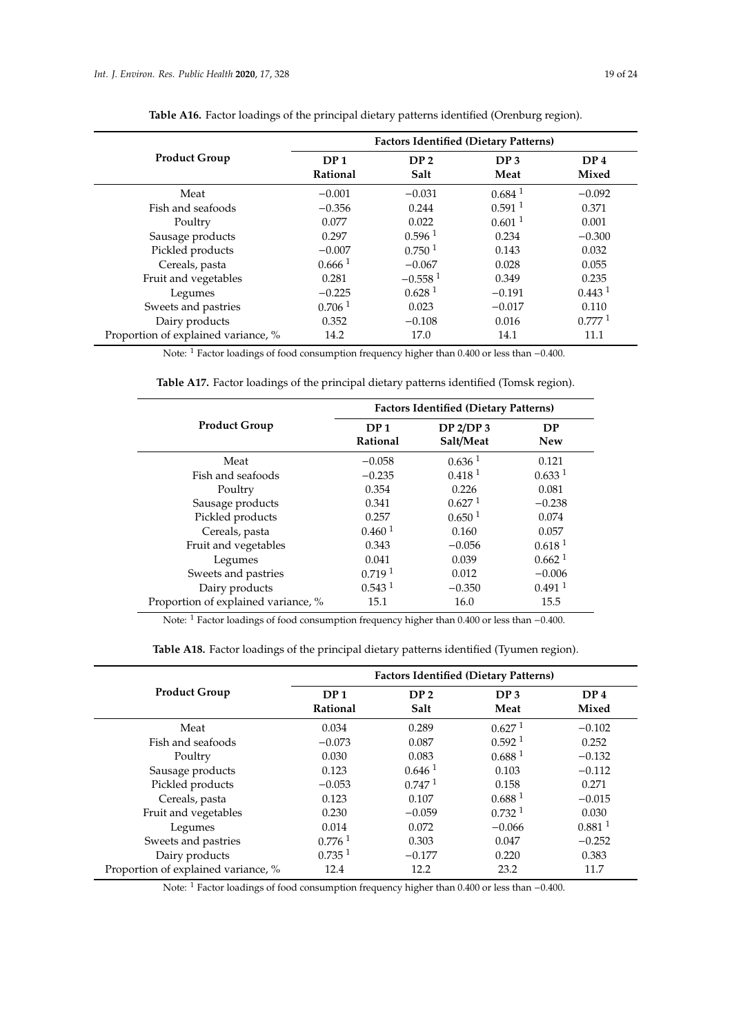**Table A16.** Factor loadings of the principal dietary patterns identified (Orenburg region).

| Product Group | Factors Identified (Dietary Patterns) | | | |
|---|---|---|---|---|
| | DP 1 Rational | DP 2 Salt | DP 3 Meat | DP 4 Mixed |
| Meat | −0.001 | −0.031 | 0.684 [1] | −0.092 |
| Fish and seafoods | −0.356 | 0.244 | 0.591 [1] | 0.371 |
| Poultry | 0.077 | 0.022 | 0.601 [1] | 0.001 |
| Sausage products | 0.297 | 0.596 [1] | 0.234 | −0.300 |
| Pickled products | −0.007 | 0.750 [1] | 0.143 | 0.032 |
| Cereals, pasta | 0.666 [1] | −0.067 | 0.028 | 0.055 |
| Fruit and vegetables | 0.281 | −0.558 [1] | 0.349 | 0.235 |
| Legumes | −0.225 | 0.628 [1] | −0.191 | 0.443 [1] |
| Sweets and pastries | 0.706 [1] | 0.023 | −0.017 | 0.110 |
| Dairy products | 0.352 | −0.108 | 0.016 | 0.777 [1] |
| Proportion of explained variance, % | 14.2 | 17.0 | 14.1 | 11.1 |

Note: [1] Factor loadings of food consumption frequency higher than 0.400 or less than −0.400.

**Table A17.** Factor loadings of the principal dietary patterns identified (Tomsk region).

| Product Group | Factors Identified (Dietary Patterns) | | |
|---|---|---|---|
| | DP 1 Rational | DP 2/DP 3 Salt/Meat | DP New |
| Meat | −0.058 | 0.636 [1] | 0.121 |
| Fish and seafoods | −0.235 | 0.418 [1] | 0.633 [1] |
| Poultry | 0.354 | 0.226 | 0.081 |
| Sausage products | 0.341 | 0.627 [1] | −0.238 |
| Pickled products | 0.257 | 0.650 [1] | 0.074 |
| Cereals, pasta | 0.460 [1] | 0.160 | 0.057 |
| Fruit and vegetables | 0.343 | −0.056 | 0.618 [1] |
| Legumes | 0.041 | 0.039 | 0.662 [1] |
| Sweets and pastries | 0.719 [1] | 0.012 | −0.006 |
| Dairy products | 0.543 [1] | −0.350 | 0.491 [1] |
| Proportion of explained variance, % | 15.1 | 16.0 | 15.5 |

Note: [1] Factor loadings of food consumption frequency higher than 0.400 or less than −0.400.

**Table A18.** Factor loadings of the principal dietary patterns identified (Tyumen region).

| Product Group | Factors Identified (Dietary Patterns) | | | |
|---|---|---|---|---|
| | DP 1 Rational | DP 2 Salt | DP 3 Meat | DP 4 Mixed |
| Meat | 0.034 | 0.289 | 0.627 [1] | −0.102 |
| Fish and seafoods | −0.073 | 0.087 | 0.592 [1] | 0.252 |
| Poultry | 0.030 | 0.083 | 0.688 [1] | −0.132 |
| Sausage products | 0.123 | 0.646 [1] | 0.103 | −0.112 |
| Pickled products | −0.053 | 0.747 [1] | 0.158 | 0.271 |
| Cereals, pasta | 0.123 | 0.107 | 0.688 [1] | −0.015 |
| Fruit and vegetables | 0.230 | −0.059 | 0.732 [1] | 0.030 |
| Legumes | 0.014 | 0.072 | −0.066 | 0.881 [1] |
| Sweets and pastries | 0.776 [1] | 0.303 | 0.047 | −0.252 |
| Dairy products | 0.735 [1] | −0.177 | 0.220 | 0.383 |
| Proportion of explained variance, % | 12.4 | 12.2 | 23.2 | 11.7 |

Note: [1] Factor loadings of food consumption frequency higher than 0.400 or less than −0.400.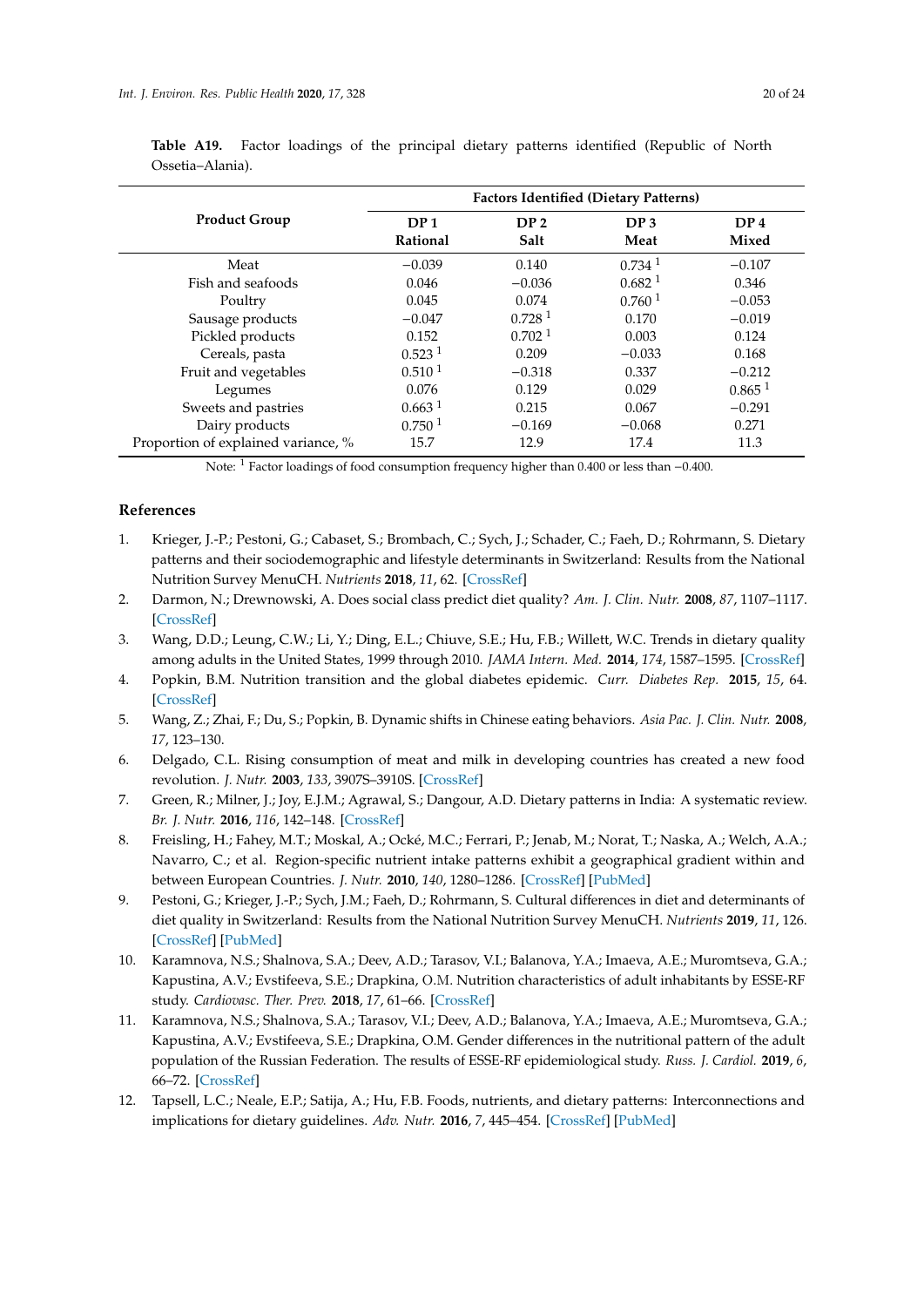**Table A19.** Factor loadings of the principal dietary patterns identified (Republic of North Ossetia–Alania).

| Product Group | Factors Identified (Dietary Patterns) | | | |
|---|---|---|---|---|
| | DP 1 Rational | DP 2 Salt | DP 3 Meat | DP 4 Mixed |
| Meat | −0.039 | 0.140 | 0.734 [1] | −0.107 |
| Fish and seafoods | 0.046 | −0.036 | 0.682 [1] | 0.346 |
| Poultry | 0.045 | 0.074 | 0.760 [1] | −0.053 |
| Sausage products | −0.047 | 0.728 [1] | 0.170 | −0.019 |
| Pickled products | 0.152 | 0.702 [1] | 0.003 | 0.124 |
| Cereals, pasta | 0.523 [1] | 0.209 | −0.033 | 0.168 |
| Fruit and vegetables | 0.510 [1] | −0.318 | 0.337 | −0.212 |
| Legumes | 0.076 | 0.129 | 0.029 | 0.865 [1] |
| Sweets and pastries | 0.663 [1] | 0.215 | 0.067 | −0.291 |
| Dairy products | 0.750 [1] | −0.169 | −0.068 | 0.271 |
| Proportion of explained variance, % | 15.7 | 12.9 | 17.4 | 11.3 |

Note: [1] Factor loadings of food consumption frequency higher than 0.400 or less than −0.400.

## References

1. Krieger, J.-P.; Pestoni, G.; Cabaset, S.; Brombach, C.; Sych, J.; Schader, C.; Faeh, D.; Rohrmann, S. Dietary patterns and their sociodemographic and lifestyle determinants in Switzerland: Results from the National Nutrition Survey MenuCH. *Nutrients* **2018**, *11*, 62. [CrossRef]
2. Darmon, N.; Drewnowski, A. Does social class predict diet quality? *Am. J. Clin. Nutr.* **2008**, *87*, 1107–1117. [CrossRef]
3. Wang, D.D.; Leung, C.W.; Li, Y.; Ding, E.L.; Chiuve, S.E.; Hu, F.B.; Willett, W.C. Trends in dietary quality among adults in the United States, 1999 through 2010. *JAMA Intern. Med.* **2014**, *174*, 1587–1595. [CrossRef]
4. Popkin, B.M. Nutrition transition and the global diabetes epidemic. *Curr. Diabetes Rep.* **2015**, *15*, 64. [CrossRef]
5. Wang, Z.; Zhai, F.; Du, S.; Popkin, B. Dynamic shifts in Chinese eating behaviors. *Asia Pac. J. Clin. Nutr.* **2008**, *17*, 123–130.
6. Delgado, C.L. Rising consumption of meat and milk in developing countries has created a new food revolution. *J. Nutr.* **2003**, *133*, 3907S–3910S. [CrossRef]
7. Green, R.; Milner, J.; Joy, E.J.M.; Agrawal, S.; Dangour, A.D. Dietary patterns in India: A systematic review. *Br. J. Nutr.* **2016**, *116*, 142–148. [CrossRef]
8. Freisling, H.; Fahey, M.T.; Moskal, A.; Ocké, M.C.; Ferrari, P.; Jenab, M.; Norat, T.; Naska, A.; Welch, A.A.; Navarro, C.; et al. Region-specific nutrient intake patterns exhibit a geographical gradient within and between European Countries. *J. Nutr.* **2010**, *140*, 1280–1286. [CrossRef] [PubMed]
9. Pestoni, G.; Krieger, J.-P.; Sych, J.M.; Faeh, D.; Rohrmann, S. Cultural differences in diet and determinants of diet quality in Switzerland: Results from the National Nutrition Survey MenuCH. *Nutrients* **2019**, *11*, 126. [CrossRef] [PubMed]
10. Karamnova, N.S.; Shalnova, S.A.; Deev, A.D.; Tarasov, V.I.; Balanova, Y.A.; Imaeva, A.E.; Muromtseva, G.A.; Kapustina, A.V.; Evstifeeva, S.E.; Drapkina, O.M. Nutrition characteristics of adult inhabitants by ESSE-RF study. *Cardiovasc. Ther. Prev.* **2018**, *17*, 61–66. [CrossRef]
11. Karamnova, N.S.; Shalnova, S.A.; Tarasov, V.I.; Deev, A.D.; Balanova, Y.A.; Imaeva, A.E.; Muromtseva, G.A.; Kapustina, A.V.; Evstifeeva, S.E.; Drapkina, O.M. Gender differences in the nutritional pattern of the adult population of the Russian Federation. The results of ESSE-RF epidemiological study. *Russ. J. Cardiol.* **2019**, *6*, 66–72. [CrossRef]
12. Tapsell, L.C.; Neale, E.P.; Satija, A.; Hu, F.B. Foods, nutrients, and dietary patterns: Interconnections and implications for dietary guidelines. *Adv. Nutr.* **2016**, *7*, 445–454. [CrossRef] [PubMed]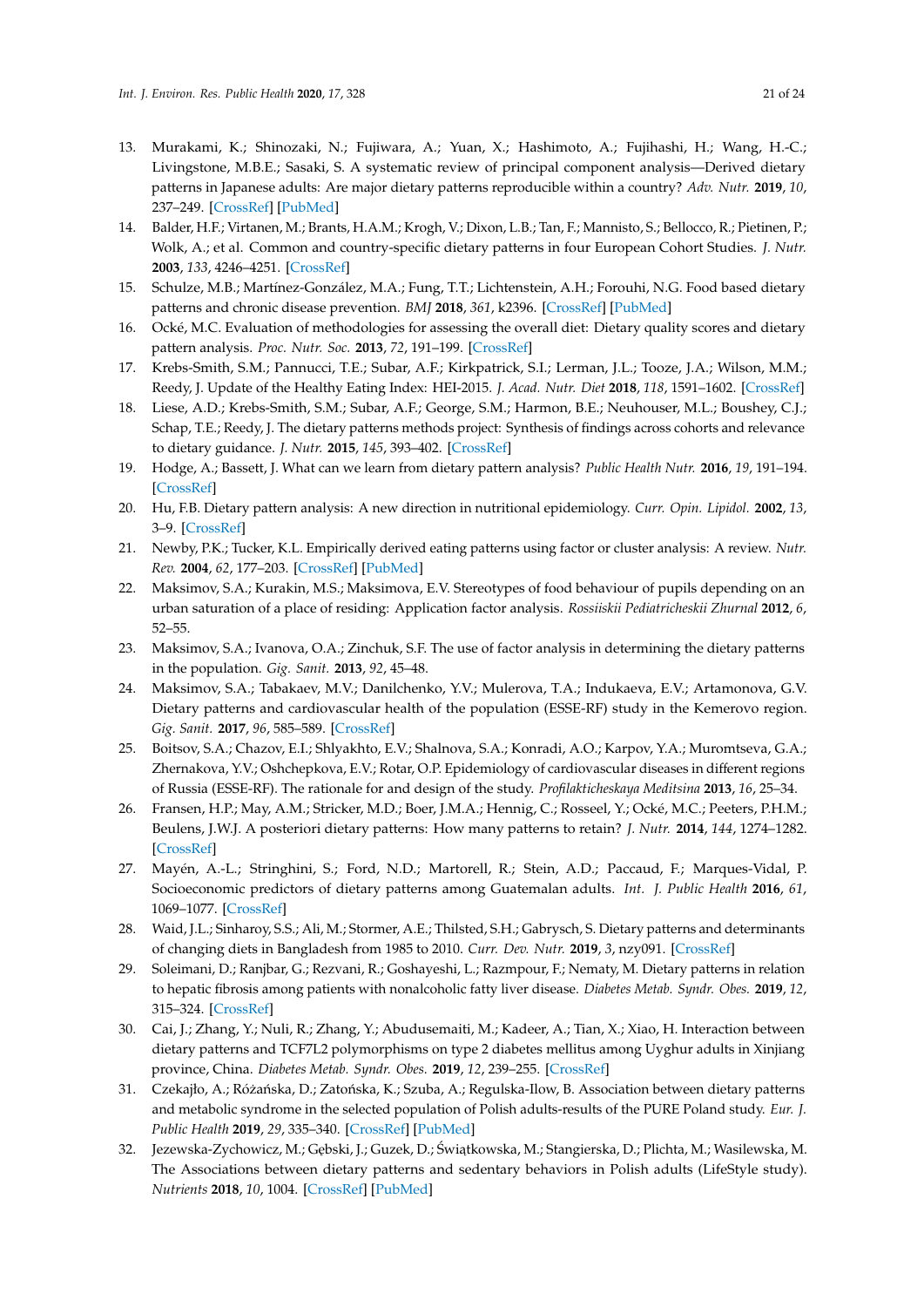13. Murakami, K.; Shinozaki, N.; Fujiwara, A.; Yuan, X.; Hashimoto, A.; Fujihashi, H.; Wang, H.-C.; Livingstone, M.B.E.; Sasaki, S. A systematic review of principal component analysis—Derived dietary patterns in Japanese adults: Are major dietary patterns reproducible within a country? *Adv. Nutr.* **2019**, *10*, 237–249. [CrossRef] [PubMed]
14. Balder, H.F.; Virtanen, M.; Brants, H.A.M.; Krogh, V.; Dixon, L.B.; Tan, F.; Mannisto, S.; Bellocco, R.; Pietinen, P.; Wolk, A.; et al. Common and country-specific dietary patterns in four European Cohort Studies. *J. Nutr.* **2003**, *133*, 4246–4251. [CrossRef]
15. Schulze, M.B.; Martínez-González, M.A.; Fung, T.T.; Lichtenstein, A.H.; Forouhi, N.G. Food based dietary patterns and chronic disease prevention. *BMJ* **2018**, *361*, k2396. [CrossRef] [PubMed]
16. Ocké, M.C. Evaluation of methodologies for assessing the overall diet: Dietary quality scores and dietary pattern analysis. *Proc. Nutr. Soc.* **2013**, *72*, 191–199. [CrossRef]
17. Krebs-Smith, S.M.; Pannucci, T.E.; Subar, A.F.; Kirkpatrick, S.I.; Lerman, J.L.; Tooze, J.A.; Wilson, M.M.; Reedy, J. Update of the Healthy Eating Index: HEI-2015. *J. Acad. Nutr. Diet* **2018**, *118*, 1591–1602. [CrossRef]
18. Liese, A.D.; Krebs-Smith, S.M.; Subar, A.F.; George, S.M.; Harmon, B.E.; Neuhouser, M.L.; Boushey, C.J.; Schap, T.E.; Reedy, J. The dietary patterns methods project: Synthesis of findings across cohorts and relevance to dietary guidance. *J. Nutr.* **2015**, *145*, 393–402. [CrossRef]
19. Hodge, A.; Bassett, J. What can we learn from dietary pattern analysis? *Public Health Nutr.* **2016**, *19*, 191–194. [CrossRef]
20. Hu, F.B. Dietary pattern analysis: A new direction in nutritional epidemiology. *Curr. Opin. Lipidol.* **2002**, *13*, 3–9. [CrossRef]
21. Newby, P.K.; Tucker, K.L. Empirically derived eating patterns using factor or cluster analysis: A review. *Nutr. Rev.* **2004**, *62*, 177–203. [CrossRef] [PubMed]
22. Maksimov, S.A.; Kurakin, M.S.; Maksimova, E.V. Stereotypes of food behaviour of pupils depending on an urban saturation of a place of residing: Application factor analysis. *Rossiiskii Pediatricheskii Zhurnal* **2012**, *6*, 52–55.
23. Maksimov, S.A.; Ivanova, O.A.; Zinchuk, S.F. The use of factor analysis in determining the dietary patterns in the population. *Gig. Sanit.* **2013**, *92*, 45–48.
24. Maksimov, S.A.; Tabakaev, M.V.; Danilchenko, Y.V.; Mulerova, T.A.; Indukaeva, E.V.; Artamonova, G.V. Dietary patterns and cardiovascular health of the population (ESSE-RF) study in the Kemerovo region. *Gig. Sanit.* **2017**, *96*, 585–589. [CrossRef]
25. Boitsov, S.A.; Chazov, E.I.; Shlyakhto, E.V.; Shalnova, S.A.; Konradi, A.O.; Karpov, Y.A.; Muromtseva, G.A.; Zhernakova, Y.V.; Oshchepkova, E.V.; Rotar, O.P. Epidemiology of cardiovascular diseases in different regions of Russia (ESSE-RF). The rationale for and design of the study. *Profilakticheskaya Meditsina* **2013**, *16*, 25–34.
26. Fransen, H.P.; May, A.M.; Stricker, M.D.; Boer, J.M.A.; Hennig, C.; Rosseel, Y.; Ocké, M.C.; Peeters, P.H.M.; Beulens, J.W.J. A posteriori dietary patterns: How many patterns to retain? *J. Nutr.* **2014**, *144*, 1274–1282. [CrossRef]
27. Mayén, A.-L.; Stringhini, S.; Ford, N.D.; Martorell, R.; Stein, A.D.; Paccaud, F.; Marques-Vidal, P. Socioeconomic predictors of dietary patterns among Guatemalan adults. *Int. J. Public Health* **2016**, *61*, 1069–1077. [CrossRef]
28. Waid, J.L.; Sinharoy, S.S.; Ali, M.; Stormer, A.E.; Thilsted, S.H.; Gabrysch, S. Dietary patterns and determinants of changing diets in Bangladesh from 1985 to 2010. *Curr. Dev. Nutr.* **2019**, *3*, nzy091. [CrossRef]
29. Soleimani, D.; Ranjbar, G.; Rezvani, R.; Goshayeshi, L.; Razmpour, F.; Nematy, M. Dietary patterns in relation to hepatic fibrosis among patients with nonalcoholic fatty liver disease. *Diabetes Metab. Syndr. Obes.* **2019**, *12*, 315–324. [CrossRef]
30. Cai, J.; Zhang, Y.; Nuli, R.; Zhang, Y.; Abudusemaiti, M.; Kadeer, A.; Tian, X.; Xiao, H. Interaction between dietary patterns and TCF7L2 polymorphisms on type 2 diabetes mellitus among Uyghur adults in Xinjiang province, China. *Diabetes Metab. Syndr. Obes.* **2019**, *12*, 239–255. [CrossRef]
31. Czekajło, A.; Różańska, D.; Zatońska, K.; Szuba, A.; Regulska-Ilow, B. Association between dietary patterns and metabolic syndrome in the selected population of Polish adults-results of the PURE Poland study. *Eur. J. Public Health* **2019**, *29*, 335–340. [CrossRef] [PubMed]
32. Jezewska-Zychowicz, M.; Gębski, J.; Guzek, D.; Świątkowska, M.; Stangierska, D.; Plichta, M.; Wasilewska, M. The Associations between dietary patterns and sedentary behaviors in Polish adults (LifeStyle study). *Nutrients* **2018**, *10*, 1004. [CrossRef] [PubMed]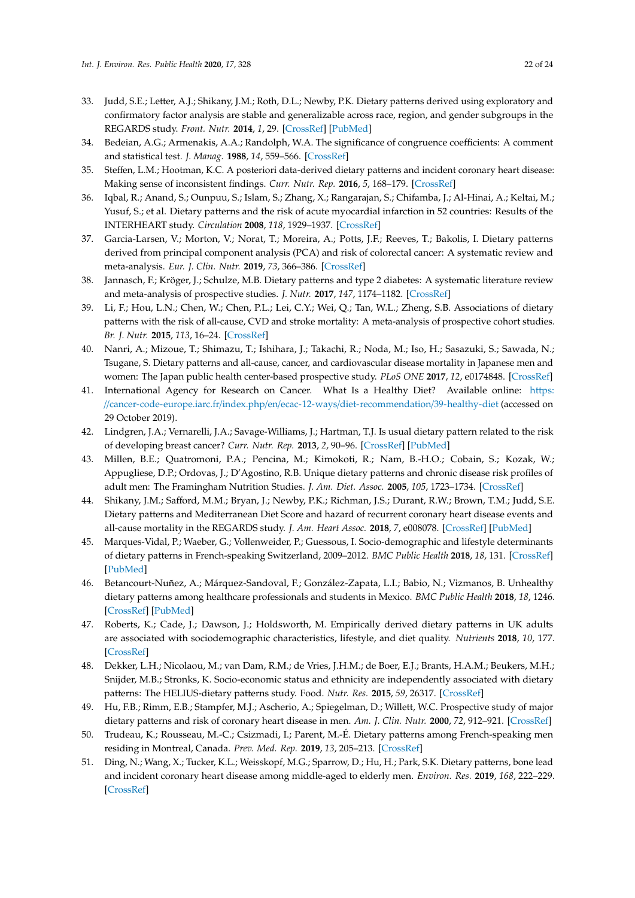33. Judd, S.E.; Letter, A.J.; Shikany, J.M.; Roth, D.L.; Newby, P.K. Dietary patterns derived using exploratory and confirmatory factor analysis are stable and generalizable across race, region, and gender subgroups in the REGARDS study. *Front. Nutr.* **2014**, *1*, 29. [CrossRef] [PubMed]
34. Bedeian, A.G.; Armenakis, A.A.; Randolph, W.A. The significance of congruence coefficients: A comment and statistical test. *J. Manag.* **1988**, *14*, 559–566. [CrossRef]
35. Steffen, L.M.; Hootman, K.C. A posteriori data-derived dietary patterns and incident coronary heart disease: Making sense of inconsistent findings. *Curr. Nutr. Rep.* **2016**, *5*, 168–179. [CrossRef]
36. Iqbal, R.; Anand, S.; Ounpuu, S.; Islam, S.; Zhang, X.; Rangarajan, S.; Chifamba, J.; Al-Hinai, A.; Keltai, M.; Yusuf, S.; et al. Dietary patterns and the risk of acute myocardial infarction in 52 countries: Results of the INTERHEART study. *Circulation* **2008**, *118*, 1929–1937. [CrossRef]
37. Garcia-Larsen, V.; Morton, V.; Norat, T.; Moreira, A.; Potts, J.F.; Reeves, T.; Bakolis, I. Dietary patterns derived from principal component analysis (PCA) and risk of colorectal cancer: A systematic review and meta-analysis. *Eur. J. Clin. Nutr.* **2019**, *73*, 366–386. [CrossRef]
38. Jannasch, F.; Kröger, J.; Schulze, M.B. Dietary patterns and type 2 diabetes: A systematic literature review and meta-analysis of prospective studies. *J. Nutr.* **2017**, *147*, 1174–1182. [CrossRef]
39. Li, F.; Hou, L.N.; Chen, W.; Chen, P.L.; Lei, C.Y.; Wei, Q.; Tan, W.L.; Zheng, S.B. Associations of dietary patterns with the risk of all-cause, CVD and stroke mortality: A meta-analysis of prospective cohort studies. *Br. J. Nutr.* **2015**, *113*, 16–24. [CrossRef]
40. Nanri, A.; Mizoue, T.; Shimazu, T.; Ishihara, J.; Takachi, R.; Noda, M.; Iso, H.; Sasazuki, S.; Sawada, N.; Tsugane, S. Dietary patterns and all-cause, cancer, and cardiovascular disease mortality in Japanese men and women: The Japan public health center-based prospective study. *PLoS ONE* **2017**, *12*, e0174848. [CrossRef]
41. International Agency for Research on Cancer. What Is a Healthy Diet? Available online: https://cancer-code-europe.iarc.fr/index.php/en/ecac-12-ways/diet-recommendation/39-healthy-diet (accessed on 29 October 2019).
42. Lindgren, J.A.; Vernarelli, J.A.; Savage-Williams, J.; Hartman, T.J. Is usual dietary pattern related to the risk of developing breast cancer? *Curr. Nutr. Rep.* **2013**, *2*, 90–96. [CrossRef] [PubMed]
43. Millen, B.E.; Quatromoni, P.A.; Pencina, M.; Kimokoti, R.; Nam, B.-H.O.; Cobain, S.; Kozak, W.; Appugliese, D.P.; Ordovas, J.; D'Agostino, R.B. Unique dietary patterns and chronic disease risk profiles of adult men: The Framingham Nutrition Studies. *J. Am. Diet. Assoc.* **2005**, *105*, 1723–1734. [CrossRef]
44. Shikany, J.M.; Safford, M.M.; Bryan, J.; Newby, P.K.; Richman, J.S.; Durant, R.W.; Brown, T.M.; Judd, S.E. Dietary patterns and Mediterranean Diet Score and hazard of recurrent coronary heart disease events and all-cause mortality in the REGARDS study. *J. Am. Heart Assoc.* **2018**, *7*, e008078. [CrossRef] [PubMed]
45. Marques-Vidal, P.; Waeber, G.; Vollenweider, P.; Guessous, I. Socio-demographic and lifestyle determinants of dietary patterns in French-speaking Switzerland, 2009–2012. *BMC Public Health* **2018**, *18*, 131. [CrossRef] [PubMed]
46. Betancourt-Nuñez, A.; Márquez-Sandoval, F.; González-Zapata, L.I.; Babio, N.; Vizmanos, B. Unhealthy dietary patterns among healthcare professionals and students in Mexico. *BMC Public Health* **2018**, *18*, 1246. [CrossRef] [PubMed]
47. Roberts, K.; Cade, J.; Dawson, J.; Holdsworth, M. Empirically derived dietary patterns in UK adults are associated with sociodemographic characteristics, lifestyle, and diet quality. *Nutrients* **2018**, *10*, 177. [CrossRef]
48. Dekker, L.H.; Nicolaou, M.; van Dam, R.M.; de Vries, J.H.M.; de Boer, E.J.; Brants, H.A.M.; Beukers, M.H.; Snijder, M.B.; Stronks, K. Socio-economic status and ethnicity are independently associated with dietary patterns: The HELIUS-dietary patterns study. Food. *Nutr. Res.* **2015**, *59*, 26317. [CrossRef]
49. Hu, F.B.; Rimm, E.B.; Stampfer, M.J.; Ascherio, A.; Spiegelman, D.; Willett, W.C. Prospective study of major dietary patterns and risk of coronary heart disease in men. *Am. J. Clin. Nutr.* **2000**, *72*, 912–921. [CrossRef]
50. Trudeau, K.; Rousseau, M.-C.; Csizmadi, I.; Parent, M.-É. Dietary patterns among French-speaking men residing in Montreal, Canada. *Prev. Med. Rep.* **2019**, *13*, 205–213. [CrossRef]
51. Ding, N.; Wang, X.; Tucker, K.L.; Weisskopf, M.G.; Sparrow, D.; Hu, H.; Park, S.K. Dietary patterns, bone lead and incident coronary heart disease among middle-aged to elderly men. *Environ. Res.* **2019**, *168*, 222–229. [CrossRef]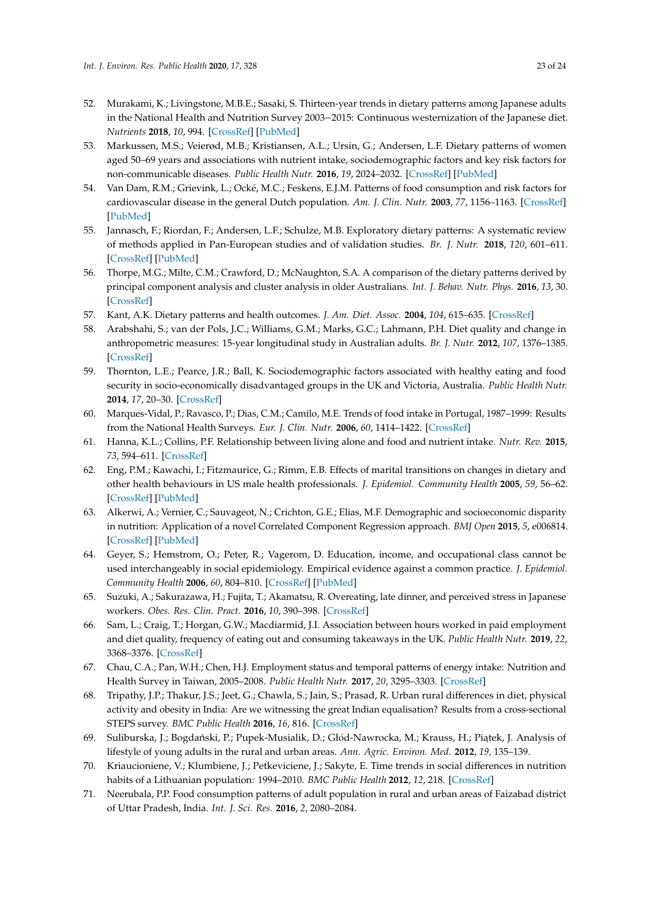52. Murakami, K.; Livingstone, M.B.E.; Sasaki, S. Thirteen-year trends in dietary patterns among Japanese adults in the National Health and Nutrition Survey 2003−2015: Continuous westernization of the Japanese diet. *Nutrients* **2018**, *10*, 994. [CrossRef] [PubMed]
53. Markussen, M.S.; Veierød, M.B.; Kristiansen, A.L.; Ursin, G.; Andersen, L.F. Dietary patterns of women aged 50–69 years and associations with nutrient intake, sociodemographic factors and key risk factors for non-communicable diseases. *Public Health Nutr.* **2016**, *19*, 2024–2032. [CrossRef] [PubMed]
54. Van Dam, R.M.; Grievink, L.; Ocké, M.C.; Feskens, E.J.M. Patterns of food consumption and risk factors for cardiovascular disease in the general Dutch population. *Am. J. Clin. Nutr.* **2003**, *77*, 1156–1163. [CrossRef] [PubMed]
55. Jannasch, F.; Riordan, F.; Andersen, L.F.; Schulze, M.B. Exploratory dietary patterns: A systematic review of methods applied in Pan-European studies and of validation studies. *Br. J. Nutr.* **2018**, *120*, 601–611. [CrossRef] [PubMed]
56. Thorpe, M.G.; Milte, C.M.; Crawford, D.; McNaughton, S.A. A comparison of the dietary patterns derived by principal component analysis and cluster analysis in older Australians. *Int. J. Behav. Nutr. Phys.* **2016**, *13*, 30. [CrossRef]
57. Kant, A.K. Dietary patterns and health outcomes. *J. Am. Diet. Assoc.* **2004**, *104*, 615–635. [CrossRef]
58. Arabshahi, S.; van der Pols, J.C.; Williams, G.M.; Marks, G.C.; Lahmann, P.H. Diet quality and change in anthropometric measures: 15-year longitudinal study in Australian adults. *Br. J. Nutr.* **2012**, *107*, 1376–1385. [CrossRef]
59. Thornton, L.E.; Pearce, J.R.; Ball, K. Sociodemographic factors associated with healthy eating and food security in socio-economically disadvantaged groups in the UK and Victoria, Australia. *Public Health Nutr.* **2014**, *17*, 20–30. [CrossRef]
60. Marques-Vidal, P.; Ravasco, P.; Dias, C.M.; Camilo, M.E. Trends of food intake in Portugal, 1987–1999: Results from the National Health Surveys. *Eur. J. Clin. Nutr.* **2006**, *60*, 1414–1422. [CrossRef]
61. Hanna, K.L.; Collins, P.F. Relationship between living alone and food and nutrient intake. *Nutr. Rev.* **2015**, *73*, 594–611. [CrossRef]
62. Eng, P.M.; Kawachi, I.; Fitzmaurice, G.; Rimm, E.B. Effects of marital transitions on changes in dietary and other health behaviours in US male health professionals. *J. Epidemiol. Community Health* **2005**, *59*, 56–62. [CrossRef] [PubMed]
63. Alkerwi, A.; Vernier, C.; Sauvageot, N.; Crichton, G.E.; Elias, M.F. Demographic and socioeconomic disparity in nutrition: Application of a novel Correlated Component Regression approach. *BMJ Open* **2015**, *5*, e006814. [CrossRef] [PubMed]
64. Geyer, S.; Hemstrom, O.; Peter, R.; Vagerom, D. Education, income, and occupational class cannot be used interchangeably in social epidemiology. Empirical evidence against a common practice. *J. Epidemiol. Community Health* **2006**, *60*, 804–810. [CrossRef] [PubMed]
65. Suzuki, A.; Sakurazawa, H.; Fujita, T.; Akamatsu, R. Overeating, late dinner, and perceived stress in Japanese workers. *Obes. Res. Clin. Pract.* **2016**, *10*, 390–398. [CrossRef]
66. Sam, L.; Craig, T.; Horgan, G.W.; Macdiarmid, J.I. Association between hours worked in paid employment and diet quality, frequency of eating out and consuming takeaways in the UK. *Public Health Nutr.* **2019**, *22*, 3368–3376. [CrossRef]
67. Chau, C.A.; Pan, W.H.; Chen, H.J. Employment status and temporal patterns of energy intake: Nutrition and Health Survey in Taiwan, 2005–2008. *Public Health Nutr.* **2017**, *20*, 3295–3303. [CrossRef]
68. Tripathy, J.P.; Thakur, J.S.; Jeet, G.; Chawla, S.; Jain, S.; Prasad, R. Urban rural differences in diet, physical activity and obesity in India: Are we witnessing the great Indian equalisation? Results from a cross-sectional STEPS survey. *BMC Public Health* **2016**, *16*, 816. [CrossRef]
69. Suliburska, J.; Bogdański, P.; Pupek-Musialik, D.; Głód-Nawrocka, M.; Krauss, H.; Piątek, J. Analysis of lifestyle of young adults in the rural and urban areas. *Ann. Agric. Environ. Med.* **2012**, *19*, 135–139.
70. Kriaucioniene, V.; Klumbiene, J.; Petkeviciene, J.; Sakyte, E. Time trends in social differences in nutrition habits of a Lithuanian population: 1994–2010. *BMC Public Health* **2012**, *12*, 218. [CrossRef]
71. Neerubala, P.P. Food consumption patterns of adult population in rural and urban areas of Faizabad district of Uttar Pradesh, India. *Int. J. Sci. Res.* **2016**, *2*, 2080–2084.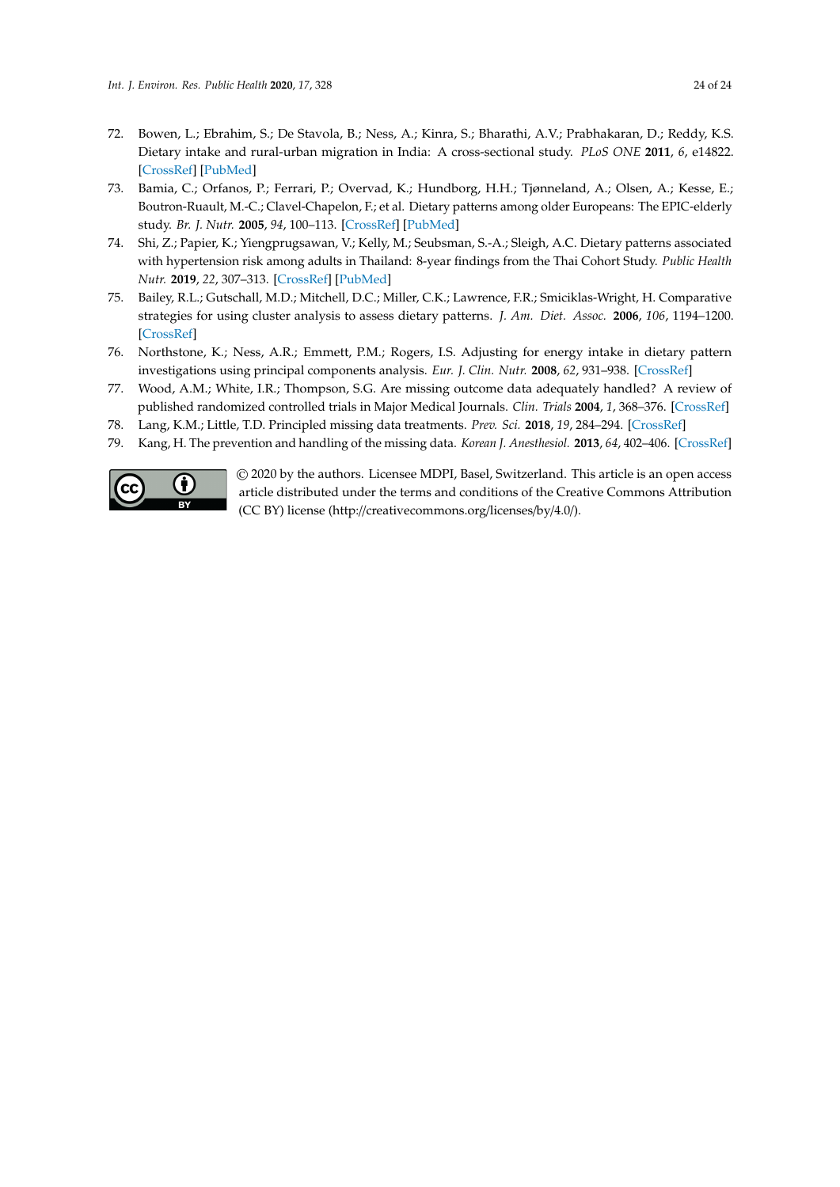72. Bowen, L.; Ebrahim, S.; De Stavola, B.; Ness, A.; Kinra, S.; Bharathi, A.V.; Prabhakaran, D.; Reddy, K.S. Dietary intake and rural-urban migration in India: A cross-sectional study. *PLoS ONE* **2011**, *6*, e14822. [CrossRef] [PubMed]
73. Bamia, C.; Orfanos, P.; Ferrari, P.; Overvad, K.; Hundborg, H.H.; Tjønneland, A.; Olsen, A.; Kesse, E.; Boutron-Ruault, M.-C.; Clavel-Chapelon, F.; et al. Dietary patterns among older Europeans: The EPIC-elderly study. *Br. J. Nutr.* **2005**, *94*, 100–113. [CrossRef] [PubMed]
74. Shi, Z.; Papier, K.; Yiengprugsawan, V.; Kelly, M.; Seubsman, S.-A.; Sleigh, A.C. Dietary patterns associated with hypertension risk among adults in Thailand: 8-year findings from the Thai Cohort Study. *Public Health Nutr.* **2019**, *22*, 307–313. [CrossRef] [PubMed]
75. Bailey, R.L.; Gutschall, M.D.; Mitchell, D.C.; Miller, C.K.; Lawrence, F.R.; Smiciklas-Wright, H. Comparative strategies for using cluster analysis to assess dietary patterns. *J. Am. Diet. Assoc.* **2006**, *106*, 1194–1200. [CrossRef]
76. Northstone, K.; Ness, A.R.; Emmett, P.M.; Rogers, I.S. Adjusting for energy intake in dietary pattern investigations using principal components analysis. *Eur. J. Clin. Nutr.* **2008**, *62*, 931–938. [CrossRef]
77. Wood, A.M.; White, I.R.; Thompson, S.G. Are missing outcome data adequately handled? A review of published randomized controlled trials in Major Medical Journals. *Clin. Trials* **2004**, *1*, 368–376. [CrossRef]
78. Lang, K.M.; Little, T.D. Principled missing data treatments. *Prev. Sci.* **2018**, *19*, 284–294. [CrossRef]
79. Kang, H. The prevention and handling of the missing data. *Korean J. Anesthesiol.* **2013**, *64*, 402–406. [CrossRef]

© 2020 by the authors. Licensee MDPI, Basel, Switzerland. This article is an open access article distributed under the terms and conditions of the Creative Commons Attribution (CC BY) license (http://creativecommons.org/licenses/by/4.0/).